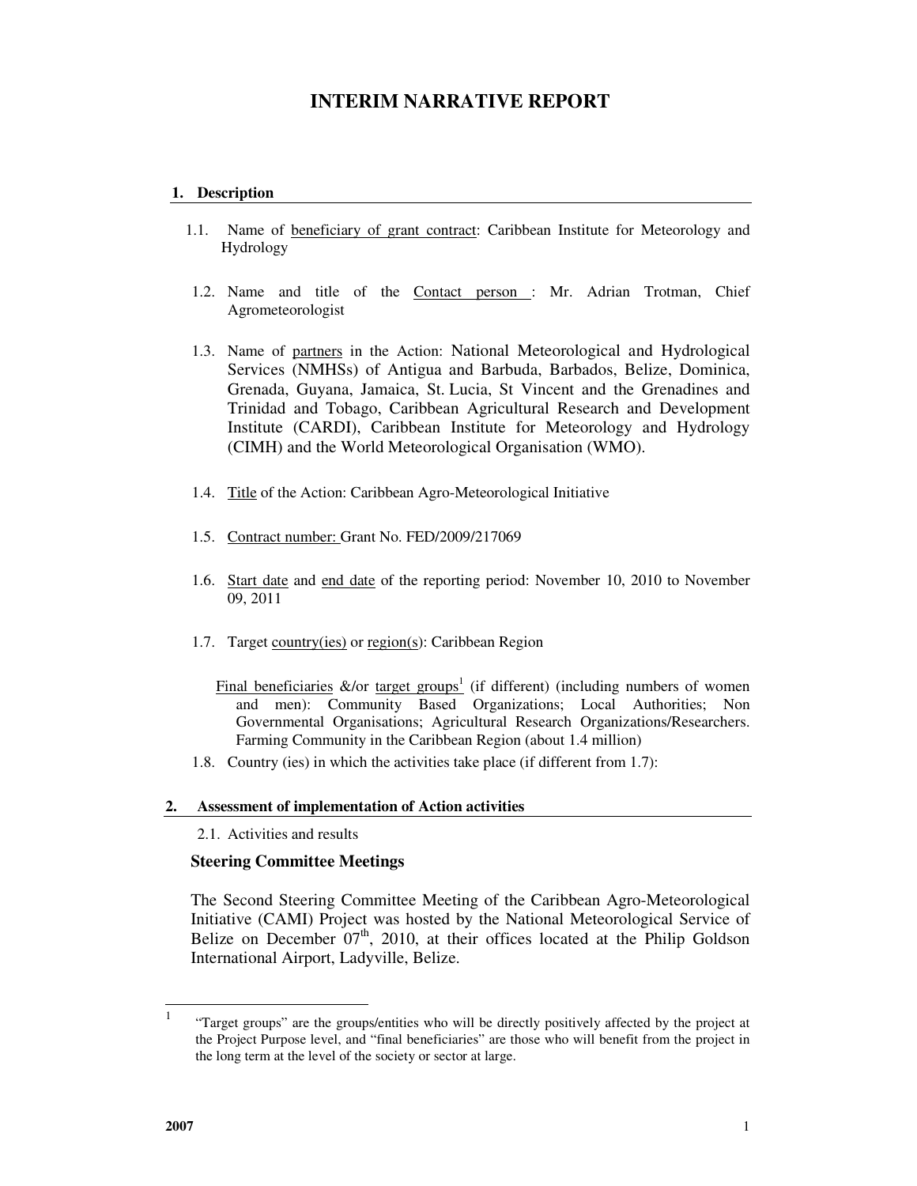# INTERIM NARRATIVE REPORT

## 1. Description

1.1. Name of beneficiary of grant contract: Caribbean Institute for Meteorology and Hydrology

1.2. Name and title of the Contact person : Mr. Adrian Trotman, Chief Agrometeorologist

1.3. Name of partners in the Action: National Meteorological and Hydrological Services (NMHSs) of Antigua and Barbuda, Barbados, Belize, Dominica, Grenada, Guyana, Jamaica, St. Lucia, St Vincent and the Grenadines and Trinidad and Tobago, Caribbean Agricultural Research and Development Institute (CARDI), Caribbean Institute for Meteorology and Hydrology (CIMH) and the World Meteorological Organisation (WMO).

1.4. Title of the Action: Caribbean Agro-Meteorological Initiative

1.5. Contract number: Grant No. FED/2009/217069

1.6. Start date and end date of the reporting period: November 10, 2010 to November 09, 2011

1.7. Target country(ies) or region(s): Caribbean Region

Final beneficiaries &/or target groups[1] (if different) (including numbers of women and men): Community Based Organizations; Local Authorities; Non Governmental Organisations; Agricultural Research Organizations/Researchers. Farming Community in the Caribbean Region (about 1.4 million)

1.8. Country (ies) in which the activities take place (if different from 1.7):

## 2. Assessment of implementation of Action activities

2.1. Activities and results

### Steering Committee Meetings

The Second Steering Committee Meeting of the Caribbean Agro-Meteorological Initiative (CAMI) Project was hosted by the National Meteorological Service of Belize on December 07th, 2010, at their offices located at the Philip Goldson International Airport, Ladyville, Belize.

[1] "Target groups" are the groups/entities who will be directly positively affected by the project at the Project Purpose level, and "final beneficiaries" are those who will benefit from the project in the long term at the level of the society or sector at large.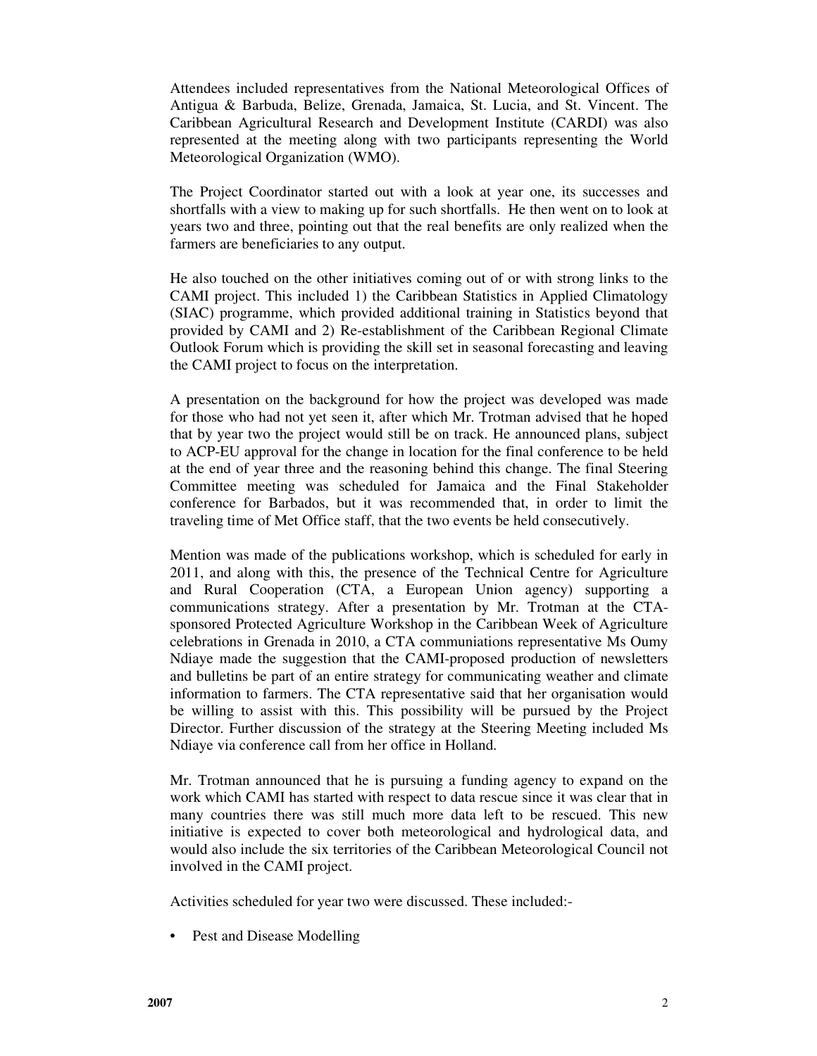Attendees included representatives from the National Meteorological Offices of Antigua & Barbuda, Belize, Grenada, Jamaica, St. Lucia, and St. Vincent. The Caribbean Agricultural Research and Development Institute (CARDI) was also represented at the meeting along with two participants representing the World Meteorological Organization (WMO).

The Project Coordinator started out with a look at year one, its successes and shortfalls with a view to making up for such shortfalls. He then went on to look at years two and three, pointing out that the real benefits are only realized when the farmers are beneficiaries to any output.

He also touched on the other initiatives coming out of or with strong links to the CAMI project. This included 1) the Caribbean Statistics in Applied Climatology (SIAC) programme, which provided additional training in Statistics beyond that provided by CAMI and 2) Re-establishment of the Caribbean Regional Climate Outlook Forum which is providing the skill set in seasonal forecasting and leaving the CAMI project to focus on the interpretation.

A presentation on the background for how the project was developed was made for those who had not yet seen it, after which Mr. Trotman advised that he hoped that by year two the project would still be on track. He announced plans, subject to ACP-EU approval for the change in location for the final conference to be held at the end of year three and the reasoning behind this change. The final Steering Committee meeting was scheduled for Jamaica and the Final Stakeholder conference for Barbados, but it was recommended that, in order to limit the traveling time of Met Office staff, that the two events be held consecutively.

Mention was made of the publications workshop, which is scheduled for early in 2011, and along with this, the presence of the Technical Centre for Agriculture and Rural Cooperation (CTA, a European Union agency) supporting a communications strategy. After a presentation by Mr. Trotman at the CTA-sponsored Protected Agriculture Workshop in the Caribbean Week of Agriculture celebrations in Grenada in 2010, a CTA communiations representative Ms Oumy Ndiaye made the suggestion that the CAMI-proposed production of newsletters and bulletins be part of an entire strategy for communicating weather and climate information to farmers. The CTA representative said that her organisation would be willing to assist with this. This possibility will be pursued by the Project Director. Further discussion of the strategy at the Steering Meeting included Ms Ndiaye via conference call from her office in Holland.

Mr. Trotman announced that he is pursuing a funding agency to expand on the work which CAMI has started with respect to data rescue since it was clear that in many countries there was still much more data left to be rescued. This new initiative is expected to cover both meteorological and hydrological data, and would also include the six territories of the Caribbean Meteorological Council not involved in the CAMI project.

Activities scheduled for year two were discussed. These included:-

- Pest and Disease Modelling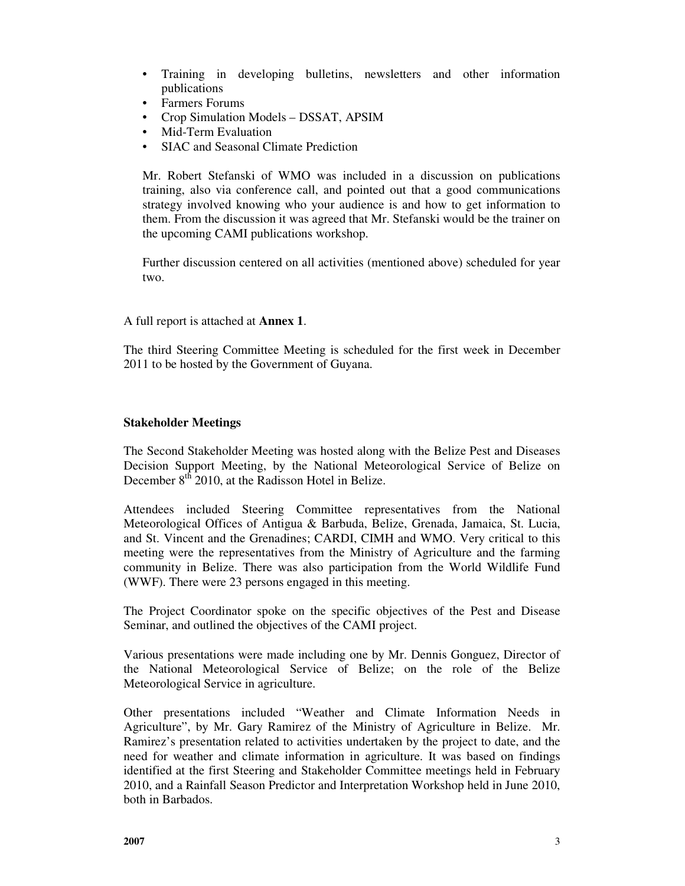- Training in developing bulletins, newsletters and other information publications
- Farmers Forums
- Crop Simulation Models – DSSAT, APSIM
- Mid-Term Evaluation
- SIAC and Seasonal Climate Prediction

Mr. Robert Stefanski of WMO was included in a discussion on publications training, also via conference call, and pointed out that a good communications strategy involved knowing who your audience is and how to get information to them. From the discussion it was agreed that Mr. Stefanski would be the trainer on the upcoming CAMI publications workshop.

Further discussion centered on all activities (mentioned above) scheduled for year two.

A full report is attached at **Annex 1**.

The third Steering Committee Meeting is scheduled for the first week in December 2011 to be hosted by the Government of Guyana.

**Stakeholder Meetings**

The Second Stakeholder Meeting was hosted along with the Belize Pest and Diseases Decision Support Meeting, by the National Meteorological Service of Belize on December 8th 2010, at the Radisson Hotel in Belize.

Attendees included Steering Committee representatives from the National Meteorological Offices of Antigua & Barbuda, Belize, Grenada, Jamaica, St. Lucia, and St. Vincent and the Grenadines; CARDI, CIMH and WMO. Very critical to this meeting were the representatives from the Ministry of Agriculture and the farming community in Belize. There was also participation from the World Wildlife Fund (WWF). There were 23 persons engaged in this meeting.

The Project Coordinator spoke on the specific objectives of the Pest and Disease Seminar, and outlined the objectives of the CAMI project.

Various presentations were made including one by Mr. Dennis Gonguez, Director of the National Meteorological Service of Belize; on the role of the Belize Meteorological Service in agriculture.

Other presentations included "Weather and Climate Information Needs in Agriculture", by Mr. Gary Ramirez of the Ministry of Agriculture in Belize. Mr. Ramirez's presentation related to activities undertaken by the project to date, and the need for weather and climate information in agriculture. It was based on findings identified at the first Steering and Stakeholder Committee meetings held in February 2010, and a Rainfall Season Predictor and Interpretation Workshop held in June 2010, both in Barbados.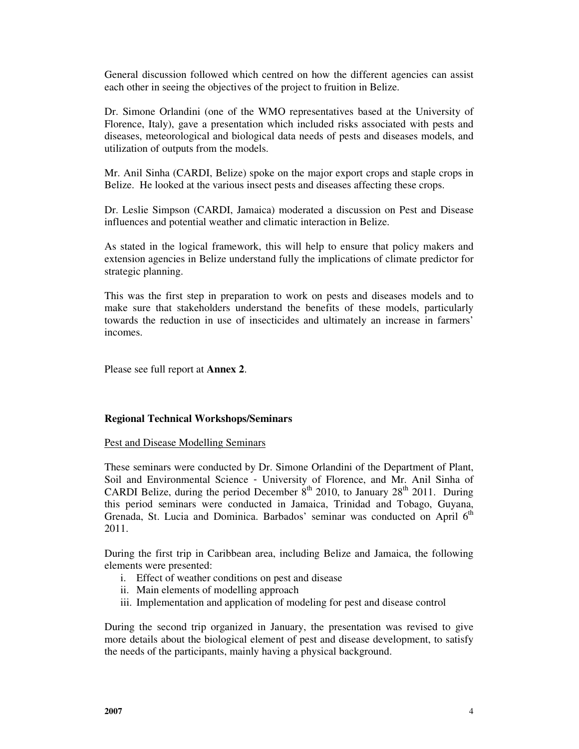General discussion followed which centred on how the different agencies can assist each other in seeing the objectives of the project to fruition in Belize.

Dr. Simone Orlandini (one of the WMO representatives based at the University of Florence, Italy), gave a presentation which included risks associated with pests and diseases, meteorological and biological data needs of pests and diseases models, and utilization of outputs from the models.

Mr. Anil Sinha (CARDI, Belize) spoke on the major export crops and staple crops in Belize. He looked at the various insect pests and diseases affecting these crops.

Dr. Leslie Simpson (CARDI, Jamaica) moderated a discussion on Pest and Disease influences and potential weather and climatic interaction in Belize.

As stated in the logical framework, this will help to ensure that policy makers and extension agencies in Belize understand fully the implications of climate predictor for strategic planning.

This was the first step in preparation to work on pests and diseases models and to make sure that stakeholders understand the benefits of these models, particularly towards the reduction in use of insecticides and ultimately an increase in farmers' incomes.

Please see full report at **Annex 2**.

**Regional Technical Workshops/Seminars**

Pest and Disease Modelling Seminars

These seminars were conducted by Dr. Simone Orlandini of the Department of Plant, Soil and Environmental Science - University of Florence, and Mr. Anil Sinha of CARDI Belize, during the period December 8th 2010, to January 28th 2011. During this period seminars were conducted in Jamaica, Trinidad and Tobago, Guyana, Grenada, St. Lucia and Dominica. Barbados' seminar was conducted on April 6th 2011.

During the first trip in Caribbean area, including Belize and Jamaica, the following elements were presented:

i. Effect of weather conditions on pest and disease
ii. Main elements of modelling approach
iii. Implementation and application of modeling for pest and disease control

During the second trip organized in January, the presentation was revised to give more details about the biological element of pest and disease development, to satisfy the needs of the participants, mainly having a physical background.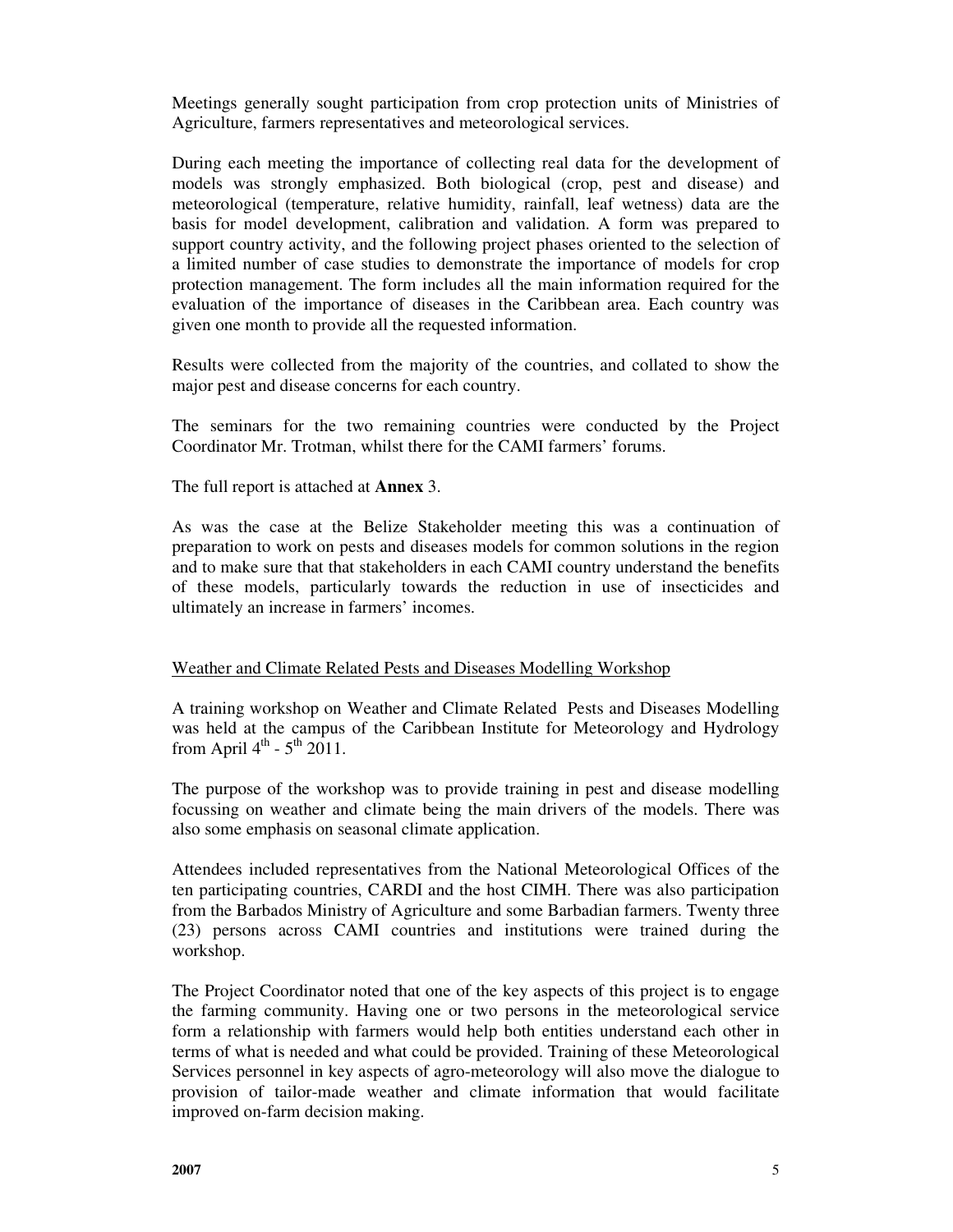Meetings generally sought participation from crop protection units of Ministries of Agriculture, farmers representatives and meteorological services.

During each meeting the importance of collecting real data for the development of models was strongly emphasized. Both biological (crop, pest and disease) and meteorological (temperature, relative humidity, rainfall, leaf wetness) data are the basis for model development, calibration and validation. A form was prepared to support country activity, and the following project phases oriented to the selection of a limited number of case studies to demonstrate the importance of models for crop protection management. The form includes all the main information required for the evaluation of the importance of diseases in the Caribbean area. Each country was given one month to provide all the requested information.

Results were collected from the majority of the countries, and collated to show the major pest and disease concerns for each country.

The seminars for the two remaining countries were conducted by the Project Coordinator Mr. Trotman, whilst there for the CAMI farmers' forums.

The full report is attached at **Annex** 3.

As was the case at the Belize Stakeholder meeting this was a continuation of preparation to work on pests and diseases models for common solutions in the region and to make sure that that stakeholders in each CAMI country understand the benefits of these models, particularly towards the reduction in use of insecticides and ultimately an increase in farmers' incomes.

<u>Weather and Climate Related Pests and Diseases Modelling Workshop</u>

A training workshop on Weather and Climate Related Pests and Diseases Modelling was held at the campus of the Caribbean Institute for Meteorology and Hydrology from April 4th - 5th 2011.

The purpose of the workshop was to provide training in pest and disease modelling focussing on weather and climate being the main drivers of the models. There was also some emphasis on seasonal climate application.

Attendees included representatives from the National Meteorological Offices of the ten participating countries, CARDI and the host CIMH. There was also participation from the Barbados Ministry of Agriculture and some Barbadian farmers. Twenty three (23) persons across CAMI countries and institutions were trained during the workshop.

The Project Coordinator noted that one of the key aspects of this project is to engage the farming community. Having one or two persons in the meteorological service form a relationship with farmers would help both entities understand each other in terms of what is needed and what could be provided. Training of these Meteorological Services personnel in key aspects of agro-meteorology will also move the dialogue to provision of tailor-made weather and climate information that would facilitate improved on-farm decision making.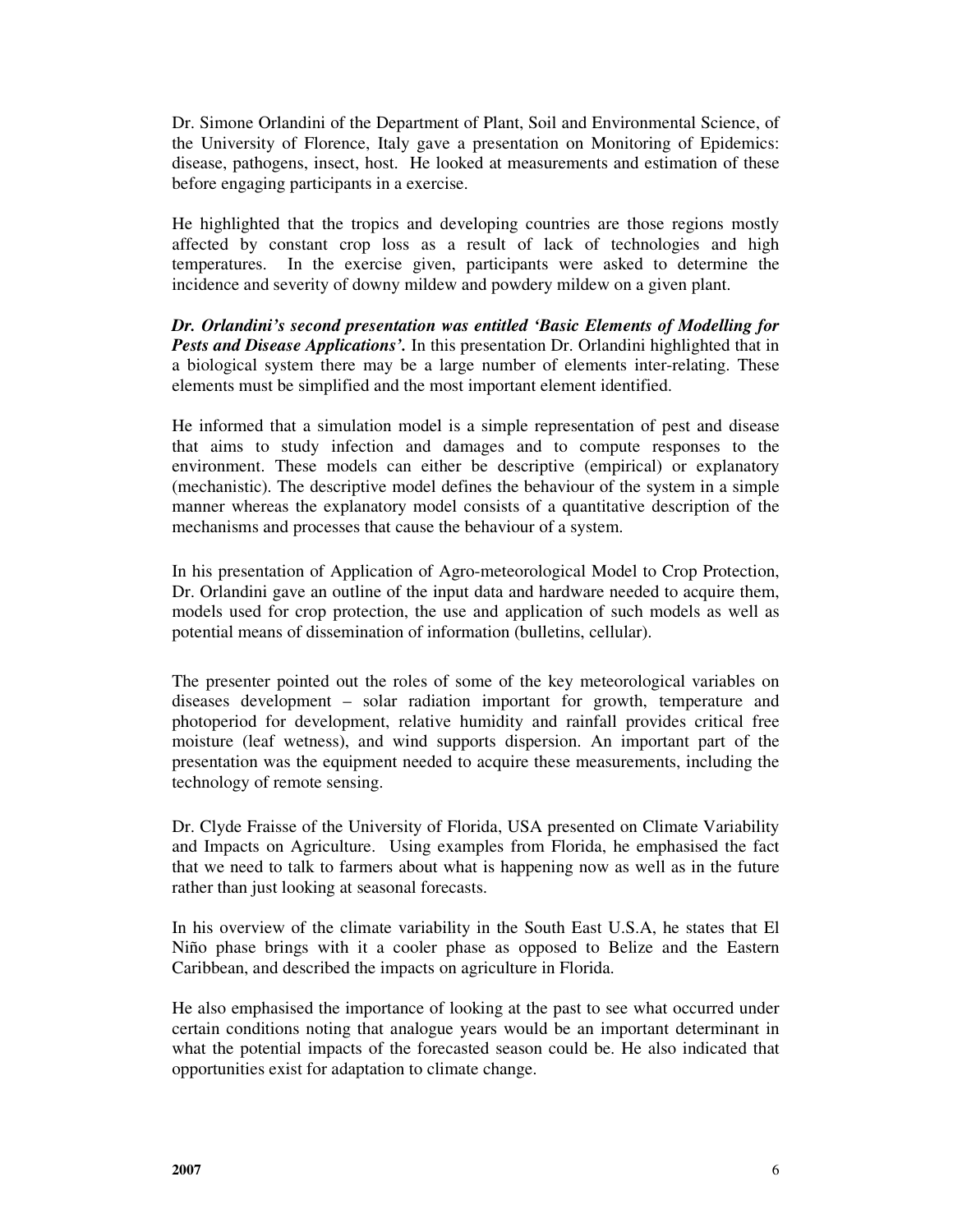Dr. Simone Orlandini of the Department of Plant, Soil and Environmental Science, of the University of Florence, Italy gave a presentation on Monitoring of Epidemics: disease, pathogens, insect, host. He looked at measurements and estimation of these before engaging participants in a exercise.

He highlighted that the tropics and developing countries are those regions mostly affected by constant crop loss as a result of lack of technologies and high temperatures. In the exercise given, participants were asked to determine the incidence and severity of downy mildew and powdery mildew on a given plant.

***Dr. Orlandini's second presentation was entitled 'Basic Elements of Modelling for Pests and Disease Applications'.*** In this presentation Dr. Orlandini highlighted that in a biological system there may be a large number of elements inter-relating. These elements must be simplified and the most important element identified.

He informed that a simulation model is a simple representation of pest and disease that aims to study infection and damages and to compute responses to the environment. These models can either be descriptive (empirical) or explanatory (mechanistic). The descriptive model defines the behaviour of the system in a simple manner whereas the explanatory model consists of a quantitative description of the mechanisms and processes that cause the behaviour of a system.

In his presentation of Application of Agro-meteorological Model to Crop Protection, Dr. Orlandini gave an outline of the input data and hardware needed to acquire them, models used for crop protection, the use and application of such models as well as potential means of dissemination of information (bulletins, cellular).

The presenter pointed out the roles of some of the key meteorological variables on diseases development – solar radiation important for growth, temperature and photoperiod for development, relative humidity and rainfall provides critical free moisture (leaf wetness), and wind supports dispersion. An important part of the presentation was the equipment needed to acquire these measurements, including the technology of remote sensing.

Dr. Clyde Fraisse of the University of Florida, USA presented on Climate Variability and Impacts on Agriculture. Using examples from Florida, he emphasised the fact that we need to talk to farmers about what is happening now as well as in the future rather than just looking at seasonal forecasts.

In his overview of the climate variability in the South East U.S.A, he states that El Niño phase brings with it a cooler phase as opposed to Belize and the Eastern Caribbean, and described the impacts on agriculture in Florida.

He also emphasised the importance of looking at the past to see what occurred under certain conditions noting that analogue years would be an important determinant in what the potential impacts of the forecasted season could be. He also indicated that opportunities exist for adaptation to climate change.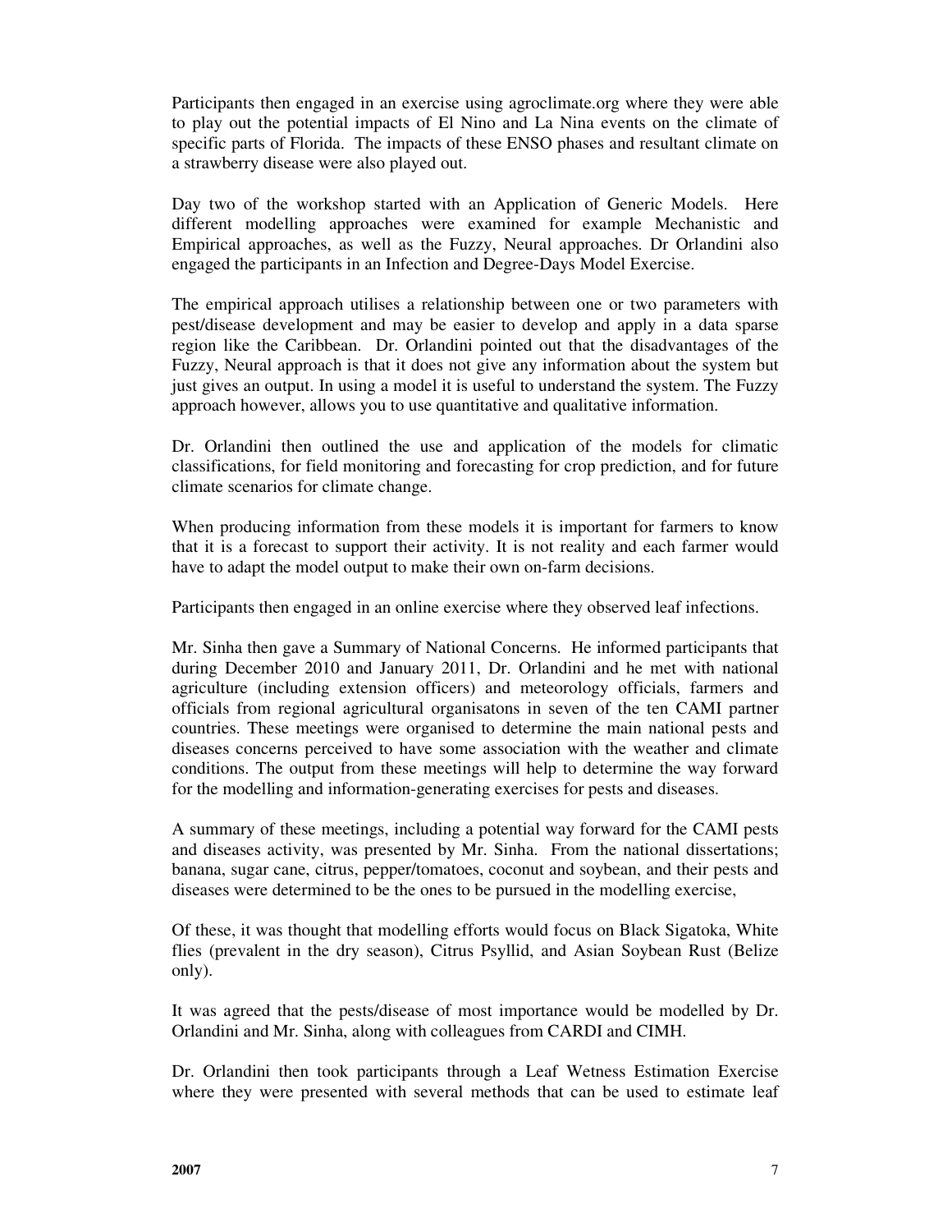Participants then engaged in an exercise using agroclimate.org where they were able to play out the potential impacts of El Nino and La Nina events on the climate of specific parts of Florida. The impacts of these ENSO phases and resultant climate on a strawberry disease were also played out.

Day two of the workshop started with an Application of Generic Models. Here different modelling approaches were examined for example Mechanistic and Empirical approaches, as well as the Fuzzy, Neural approaches. Dr Orlandini also engaged the participants in an Infection and Degree-Days Model Exercise.

The empirical approach utilises a relationship between one or two parameters with pest/disease development and may be easier to develop and apply in a data sparse region like the Caribbean. Dr. Orlandini pointed out that the disadvantages of the Fuzzy, Neural approach is that it does not give any information about the system but just gives an output. In using a model it is useful to understand the system. The Fuzzy approach however, allows you to use quantitative and qualitative information.

Dr. Orlandini then outlined the use and application of the models for climatic classifications, for field monitoring and forecasting for crop prediction, and for future climate scenarios for climate change.

When producing information from these models it is important for farmers to know that it is a forecast to support their activity. It is not reality and each farmer would have to adapt the model output to make their own on-farm decisions.

Participants then engaged in an online exercise where they observed leaf infections.

Mr. Sinha then gave a Summary of National Concerns. He informed participants that during December 2010 and January 2011, Dr. Orlandini and he met with national agriculture (including extension officers) and meteorology officials, farmers and officials from regional agricultural organisatons in seven of the ten CAMI partner countries. These meetings were organised to determine the main national pests and diseases concerns perceived to have some association with the weather and climate conditions. The output from these meetings will help to determine the way forward for the modelling and information-generating exercises for pests and diseases.

A summary of these meetings, including a potential way forward for the CAMI pests and diseases activity, was presented by Mr. Sinha. From the national dissertations; banana, sugar cane, citrus, pepper/tomatoes, coconut and soybean, and their pests and diseases were determined to be the ones to be pursued in the modelling exercise,

Of these, it was thought that modelling efforts would focus on Black Sigatoka, White flies (prevalent in the dry season), Citrus Psyllid, and Asian Soybean Rust (Belize only).

It was agreed that the pests/disease of most importance would be modelled by Dr. Orlandini and Mr. Sinha, along with colleagues from CARDI and CIMH.

Dr. Orlandini then took participants through a Leaf Wetness Estimation Exercise where they were presented with several methods that can be used to estimate leaf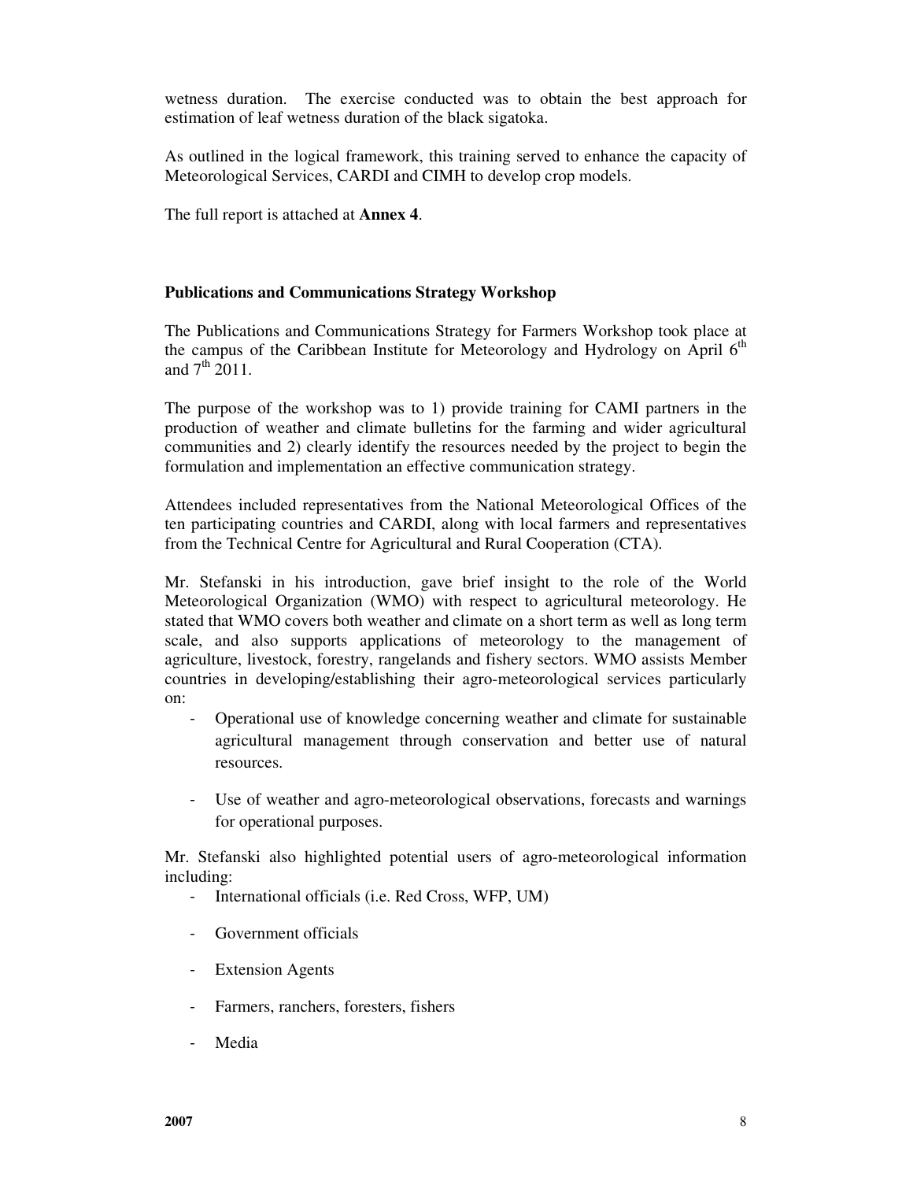wetness duration. The exercise conducted was to obtain the best approach for estimation of leaf wetness duration of the black sigatoka.

As outlined in the logical framework, this training served to enhance the capacity of Meteorological Services, CARDI and CIMH to develop crop models.

The full report is attached at **Annex 4**.

**Publications and Communications Strategy Workshop**

The Publications and Communications Strategy for Farmers Workshop took place at the campus of the Caribbean Institute for Meteorology and Hydrology on April 6th and 7th 2011.

The purpose of the workshop was to 1) provide training for CAMI partners in the production of weather and climate bulletins for the farming and wider agricultural communities and 2) clearly identify the resources needed by the project to begin the formulation and implementation an effective communication strategy.

Attendees included representatives from the National Meteorological Offices of the ten participating countries and CARDI, along with local farmers and representatives from the Technical Centre for Agricultural and Rural Cooperation (CTA).

Mr. Stefanski in his introduction, gave brief insight to the role of the World Meteorological Organization (WMO) with respect to agricultural meteorology. He stated that WMO covers both weather and climate on a short term as well as long term scale, and also supports applications of meteorology to the management of agriculture, livestock, forestry, rangelands and fishery sectors. WMO assists Member countries in developing/establishing their agro-meteorological services particularly on:

- Operational use of knowledge concerning weather and climate for sustainable agricultural management through conservation and better use of natural resources.
- Use of weather and agro-meteorological observations, forecasts and warnings for operational purposes.

Mr. Stefanski also highlighted potential users of agro-meteorological information including:

- International officials (i.e. Red Cross, WFP, UM)
- Government officials
- Extension Agents
- Farmers, ranchers, foresters, fishers
- Media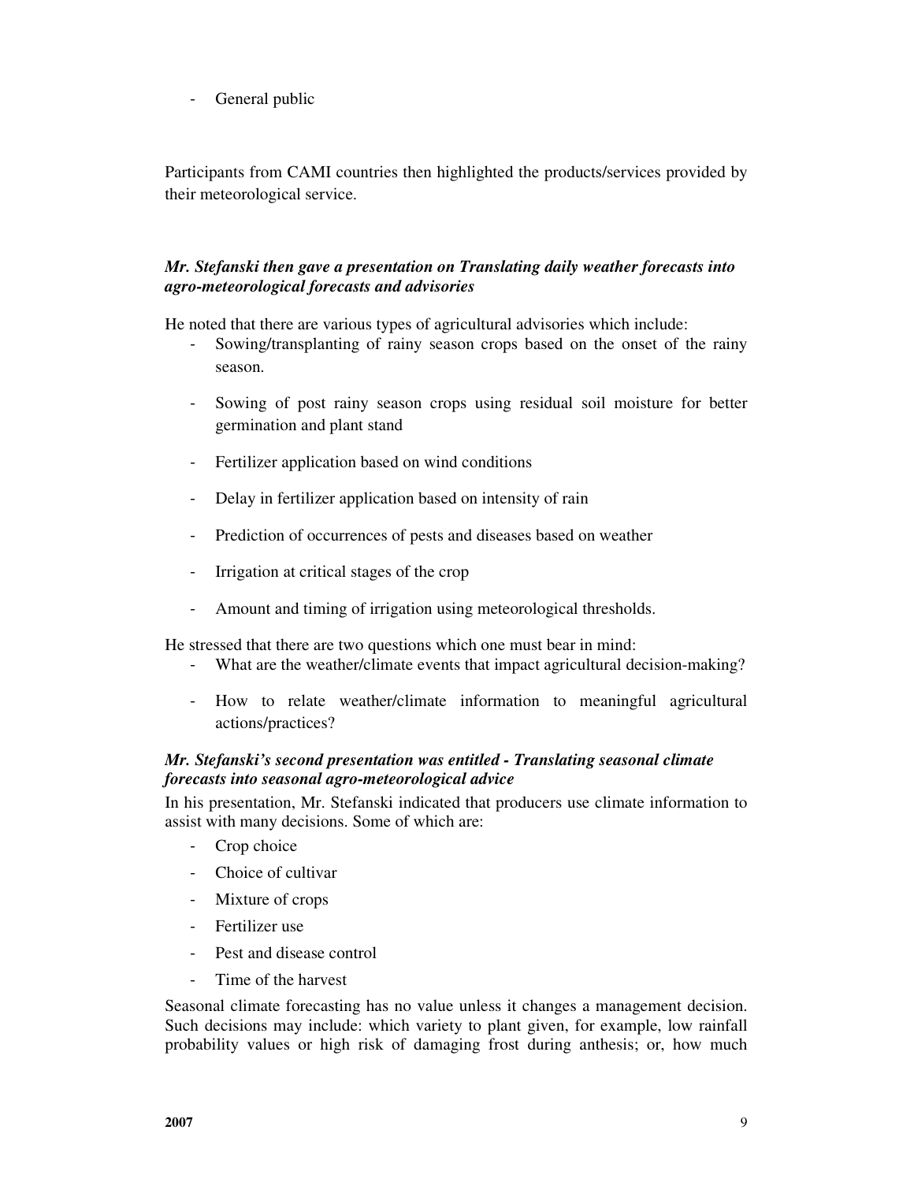- General public

Participants from CAMI countries then highlighted the products/services provided by their meteorological service.

***Mr. Stefanski then gave a presentation on Translating daily weather forecasts into agro-meteorological forecasts and advisories***

He noted that there are various types of agricultural advisories which include:

- Sowing/transplanting of rainy season crops based on the onset of the rainy season.
- Sowing of post rainy season crops using residual soil moisture for better germination and plant stand
- Fertilizer application based on wind conditions
- Delay in fertilizer application based on intensity of rain
- Prediction of occurrences of pests and diseases based on weather
- Irrigation at critical stages of the crop
- Amount and timing of irrigation using meteorological thresholds.

He stressed that there are two questions which one must bear in mind:

- What are the weather/climate events that impact agricultural decision-making?
- How to relate weather/climate information to meaningful agricultural actions/practices?

***Mr. Stefanski's second presentation was entitled - Translating seasonal climate forecasts into seasonal agro-meteorological advice***

In his presentation, Mr. Stefanski indicated that producers use climate information to assist with many decisions. Some of which are:

- Crop choice
- Choice of cultivar
- Mixture of crops
- Fertilizer use
- Pest and disease control
- Time of the harvest

Seasonal climate forecasting has no value unless it changes a management decision. Such decisions may include: which variety to plant given, for example, low rainfall probability values or high risk of damaging frost during anthesis; or, how much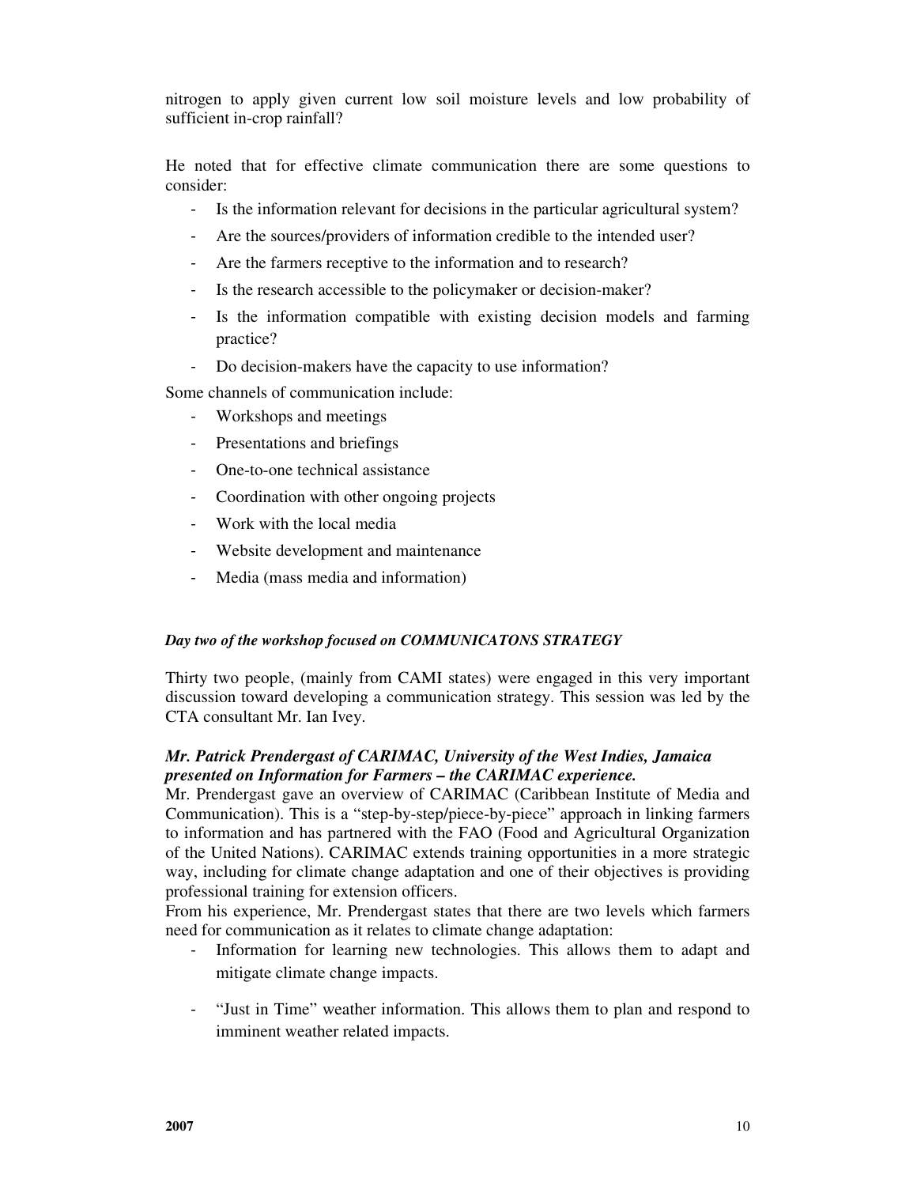nitrogen to apply given current low soil moisture levels and low probability of sufficient in-crop rainfall?

He noted that for effective climate communication there are some questions to consider:

- Is the information relevant for decisions in the particular agricultural system?
- Are the sources/providers of information credible to the intended user?
- Are the farmers receptive to the information and to research?
- Is the research accessible to the policymaker or decision-maker?
- Is the information compatible with existing decision models and farming practice?
- Do decision-makers have the capacity to use information?

Some channels of communication include:

- Workshops and meetings
- Presentations and briefings
- One-to-one technical assistance
- Coordination with other ongoing projects
- Work with the local media
- Website development and maintenance
- Media (mass media and information)

***Day two of the workshop focused on COMMUNICATONS STRATEGY***

Thirty two people, (mainly from CAMI states) were engaged in this very important discussion toward developing a communication strategy. This session was led by the CTA consultant Mr. Ian Ivey.

***Mr. Patrick Prendergast of CARIMAC, University of the West Indies, Jamaica presented on Information for Farmers – the CARIMAC experience.***

Mr. Prendergast gave an overview of CARIMAC (Caribbean Institute of Media and Communication). This is a "step-by-step/piece-by-piece" approach in linking farmers to information and has partnered with the FAO (Food and Agricultural Organization of the United Nations). CARIMAC extends training opportunities in a more strategic way, including for climate change adaptation and one of their objectives is providing professional training for extension officers.

From his experience, Mr. Prendergast states that there are two levels which farmers need for communication as it relates to climate change adaptation:

- Information for learning new technologies. This allows them to adapt and mitigate climate change impacts.

- "Just in Time" weather information. This allows them to plan and respond to imminent weather related impacts.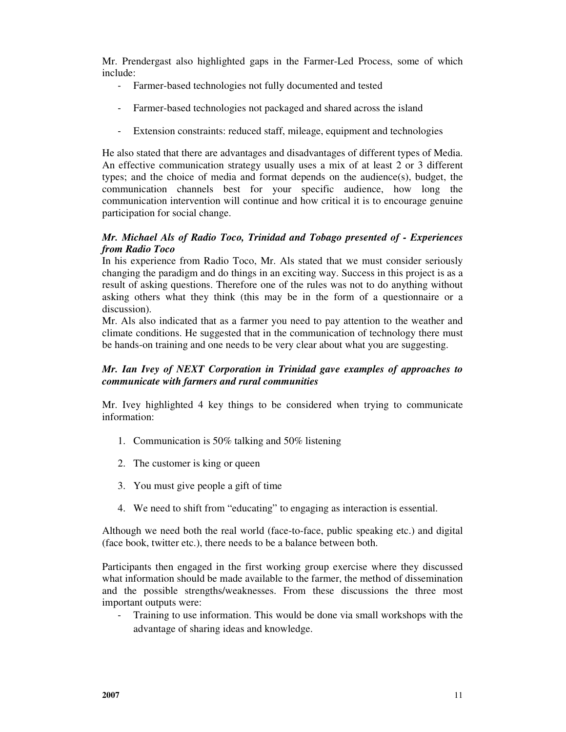Mr. Prendergast also highlighted gaps in the Farmer-Led Process, some of which include:

- Farmer-based technologies not fully documented and tested
- Farmer-based technologies not packaged and shared across the island
- Extension constraints: reduced staff, mileage, equipment and technologies

He also stated that there are advantages and disadvantages of different types of Media. An effective communication strategy usually uses a mix of at least 2 or 3 different types; and the choice of media and format depends on the audience(s), budget, the communication channels best for your specific audience, how long the communication intervention will continue and how critical it is to encourage genuine participation for social change.

***Mr. Michael Als of Radio Toco, Trinidad and Tobago presented of - Experiences from Radio Toco***

In his experience from Radio Toco, Mr. Als stated that we must consider seriously changing the paradigm and do things in an exciting way. Success in this project is as a result of asking questions. Therefore one of the rules was not to do anything without asking others what they think (this may be in the form of a questionnaire or a discussion).

Mr. Als also indicated that as a farmer you need to pay attention to the weather and climate conditions. He suggested that in the communication of technology there must be hands-on training and one needs to be very clear about what you are suggesting.

***Mr. Ian Ivey of NEXT Corporation in Trinidad gave examples of approaches to communicate with farmers and rural communities***

Mr. Ivey highlighted 4 key things to be considered when trying to communicate information:

1. Communication is 50% talking and 50% listening
2. The customer is king or queen
3. You must give people a gift of time
4. We need to shift from "educating" to engaging as interaction is essential.

Although we need both the real world (face-to-face, public speaking etc.) and digital (face book, twitter etc.), there needs to be a balance between both.

Participants then engaged in the first working group exercise where they discussed what information should be made available to the farmer, the method of dissemination and the possible strengths/weaknesses. From these discussions the three most important outputs were:

- Training to use information. This would be done via small workshops with the advantage of sharing ideas and knowledge.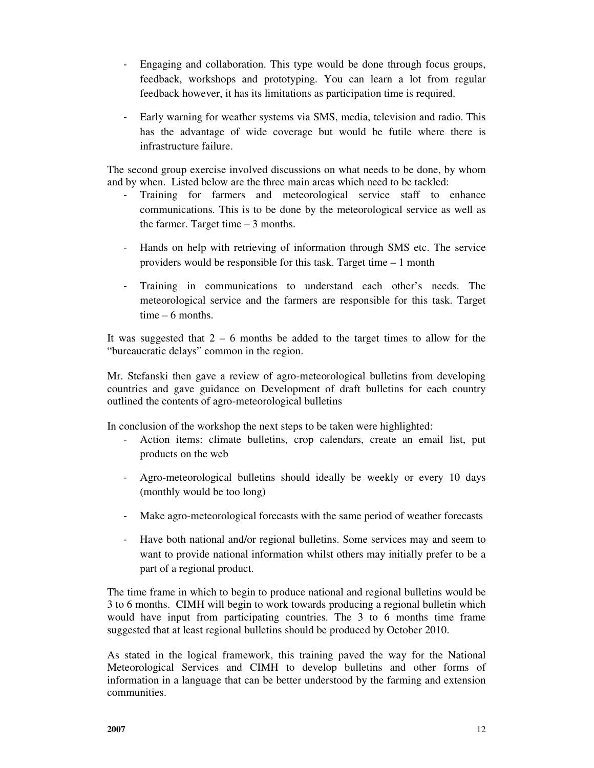- Engaging and collaboration. This type would be done through focus groups, feedback, workshops and prototyping. You can learn a lot from regular feedback however, it has its limitations as participation time is required.

- Early warning for weather systems via SMS, media, television and radio. This has the advantage of wide coverage but would be futile where there is infrastructure failure.

The second group exercise involved discussions on what needs to be done, by whom and by when. Listed below are the three main areas which need to be tackled:

- Training for farmers and meteorological service staff to enhance communications. This is to be done by the meteorological service as well as the farmer. Target time – 3 months.

- Hands on help with retrieving of information through SMS etc. The service providers would be responsible for this task. Target time – 1 month

- Training in communications to understand each other's needs. The meteorological service and the farmers are responsible for this task. Target time – 6 months.

It was suggested that 2 – 6 months be added to the target times to allow for the "bureaucratic delays" common in the region.

Mr. Stefanski then gave a review of agro-meteorological bulletins from developing countries and gave guidance on Development of draft bulletins for each country outlined the contents of agro-meteorological bulletins

In conclusion of the workshop the next steps to be taken were highlighted:

- Action items: climate bulletins, crop calendars, create an email list, put products on the web

- Agro-meteorological bulletins should ideally be weekly or every 10 days (monthly would be too long)

- Make agro-meteorological forecasts with the same period of weather forecasts

- Have both national and/or regional bulletins. Some services may and seem to want to provide national information whilst others may initially prefer to be a part of a regional product.

The time frame in which to begin to produce national and regional bulletins would be 3 to 6 months. CIMH will begin to work towards producing a regional bulletin which would have input from participating countries. The 3 to 6 months time frame suggested that at least regional bulletins should be produced by October 2010.

As stated in the logical framework, this training paved the way for the National Meteorological Services and CIMH to develop bulletins and other forms of information in a language that can be better understood by the farming and extension communities.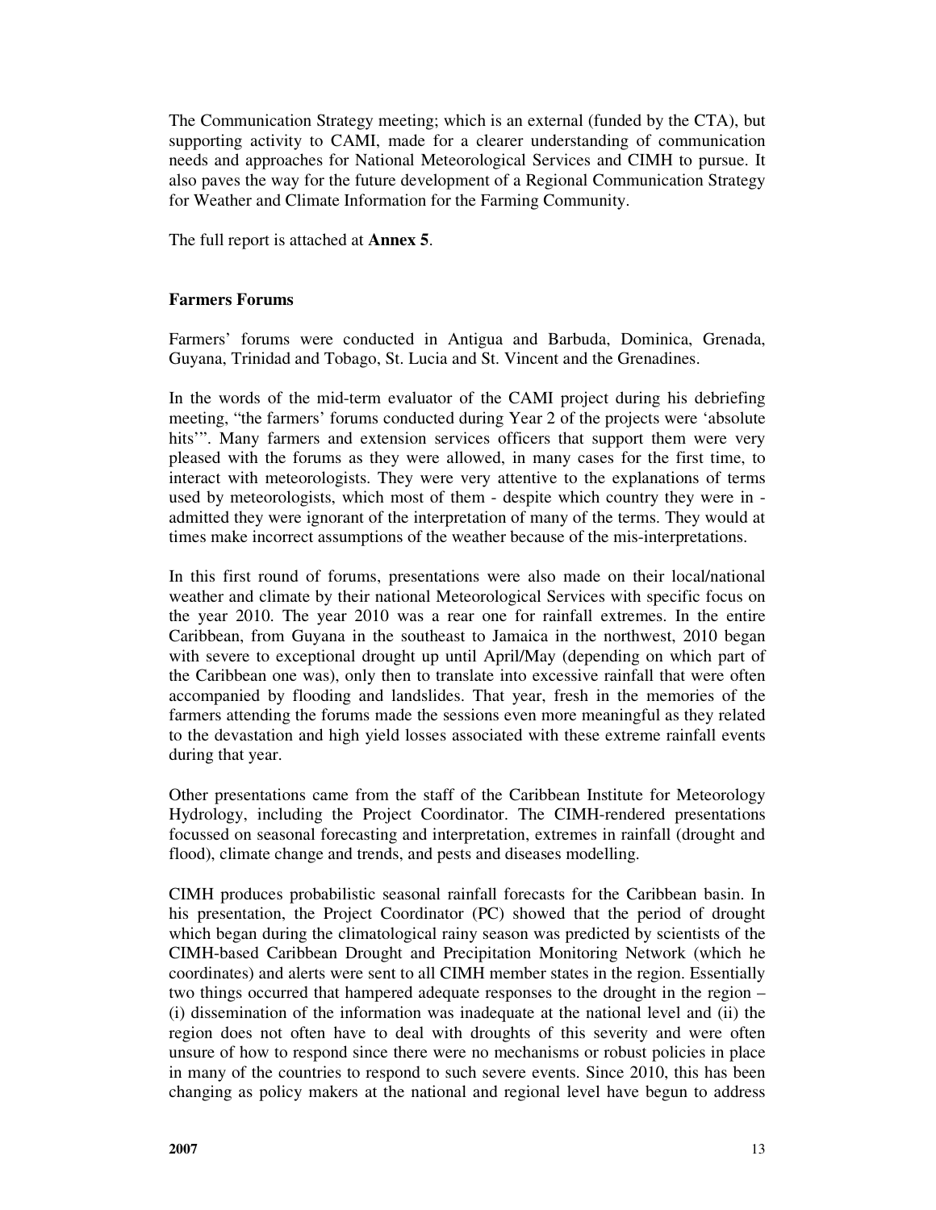The Communication Strategy meeting; which is an external (funded by the CTA), but supporting activity to CAMI, made for a clearer understanding of communication needs and approaches for National Meteorological Services and CIMH to pursue. It also paves the way for the future development of a Regional Communication Strategy for Weather and Climate Information for the Farming Community.

The full report is attached at **Annex 5**.

**Farmers Forums**

Farmers' forums were conducted in Antigua and Barbuda, Dominica, Grenada, Guyana, Trinidad and Tobago, St. Lucia and St. Vincent and the Grenadines.

In the words of the mid-term evaluator of the CAMI project during his debriefing meeting, "the farmers' forums conducted during Year 2 of the projects were 'absolute hits'". Many farmers and extension services officers that support them were very pleased with the forums as they were allowed, in many cases for the first time, to interact with meteorologists. They were very attentive to the explanations of terms used by meteorologists, which most of them - despite which country they were in - admitted they were ignorant of the interpretation of many of the terms. They would at times make incorrect assumptions of the weather because of the mis-interpretations.

In this first round of forums, presentations were also made on their local/national weather and climate by their national Meteorological Services with specific focus on the year 2010. The year 2010 was a rear one for rainfall extremes. In the entire Caribbean, from Guyana in the southeast to Jamaica in the northwest, 2010 began with severe to exceptional drought up until April/May (depending on which part of the Caribbean one was), only then to translate into excessive rainfall that were often accompanied by flooding and landslides. That year, fresh in the memories of the farmers attending the forums made the sessions even more meaningful as they related to the devastation and high yield losses associated with these extreme rainfall events during that year.

Other presentations came from the staff of the Caribbean Institute for Meteorology Hydrology, including the Project Coordinator. The CIMH-rendered presentations focussed on seasonal forecasting and interpretation, extremes in rainfall (drought and flood), climate change and trends, and pests and diseases modelling.

CIMH produces probabilistic seasonal rainfall forecasts for the Caribbean basin. In his presentation, the Project Coordinator (PC) showed that the period of drought which began during the climatological rainy season was predicted by scientists of the CIMH-based Caribbean Drought and Precipitation Monitoring Network (which he coordinates) and alerts were sent to all CIMH member states in the region. Essentially two things occurred that hampered adequate responses to the drought in the region – (i) dissemination of the information was inadequate at the national level and (ii) the region does not often have to deal with droughts of this severity and were often unsure of how to respond since there were no mechanisms or robust policies in place in many of the countries to respond to such severe events. Since 2010, this has been changing as policy makers at the national and regional level have begun to address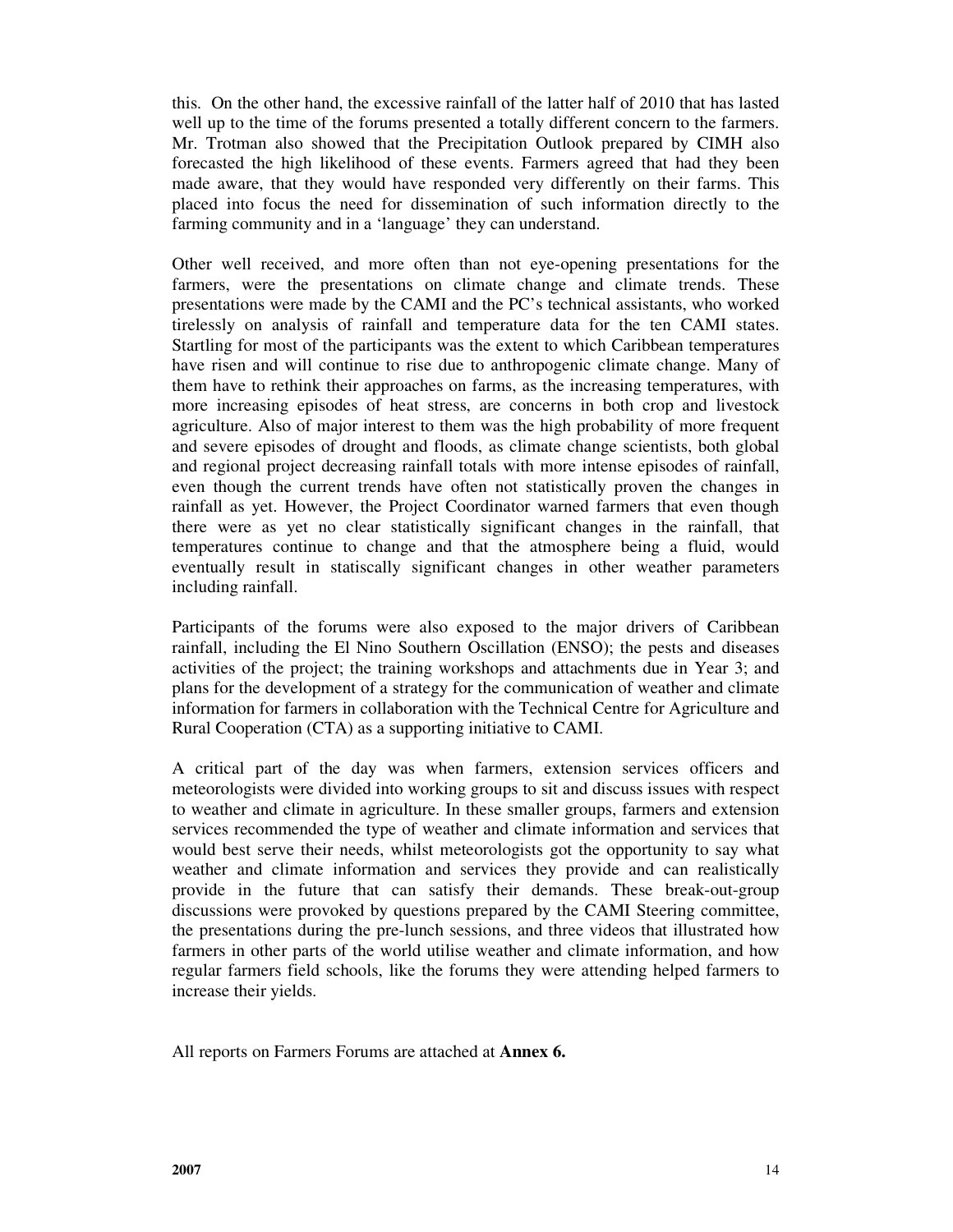this. On the other hand, the excessive rainfall of the latter half of 2010 that has lasted well up to the time of the forums presented a totally different concern to the farmers. Mr. Trotman also showed that the Precipitation Outlook prepared by CIMH also forecasted the high likelihood of these events. Farmers agreed that had they been made aware, that they would have responded very differently on their farms. This placed into focus the need for dissemination of such information directly to the farming community and in a 'language' they can understand.

Other well received, and more often than not eye-opening presentations for the farmers, were the presentations on climate change and climate trends. These presentations were made by the CAMI and the PC's technical assistants, who worked tirelessly on analysis of rainfall and temperature data for the ten CAMI states. Startling for most of the participants was the extent to which Caribbean temperatures have risen and will continue to rise due to anthropogenic climate change. Many of them have to rethink their approaches on farms, as the increasing temperatures, with more increasing episodes of heat stress, are concerns in both crop and livestock agriculture. Also of major interest to them was the high probability of more frequent and severe episodes of drought and floods, as climate change scientists, both global and regional project decreasing rainfall totals with more intense episodes of rainfall, even though the current trends have often not statistically proven the changes in rainfall as yet. However, the Project Coordinator warned farmers that even though there were as yet no clear statistically significant changes in the rainfall, that temperatures continue to change and that the atmosphere being a fluid, would eventually result in staticsally significant changes in other weather parameters including rainfall.

Participants of the forums were also exposed to the major drivers of Caribbean rainfall, including the El Nino Southern Oscillation (ENSO); the pests and diseases activities of the project; the training workshops and attachments due in Year 3; and plans for the development of a strategy for the communication of weather and climate information for farmers in collaboration with the Technical Centre for Agriculture and Rural Cooperation (CTA) as a supporting initiative to CAMI.

A critical part of the day was when farmers, extension services officers and meteorologists were divided into working groups to sit and discuss issues with respect to weather and climate in agriculture. In these smaller groups, farmers and extension services recommended the type of weather and climate information and services that would best serve their needs, whilst meteorologists got the opportunity to say what weather and climate information and services they provide and can realistically provide in the future that can satisfy their demands. These break-out-group discussions were provoked by questions prepared by the CAMI Steering committee, the presentations during the pre-lunch sessions, and three videos that illustrated how farmers in other parts of the world utilise weather and climate information, and how regular farmers field schools, like the forums they were attending helped farmers to increase their yields.

All reports on Farmers Forums are attached at **Annex 6.**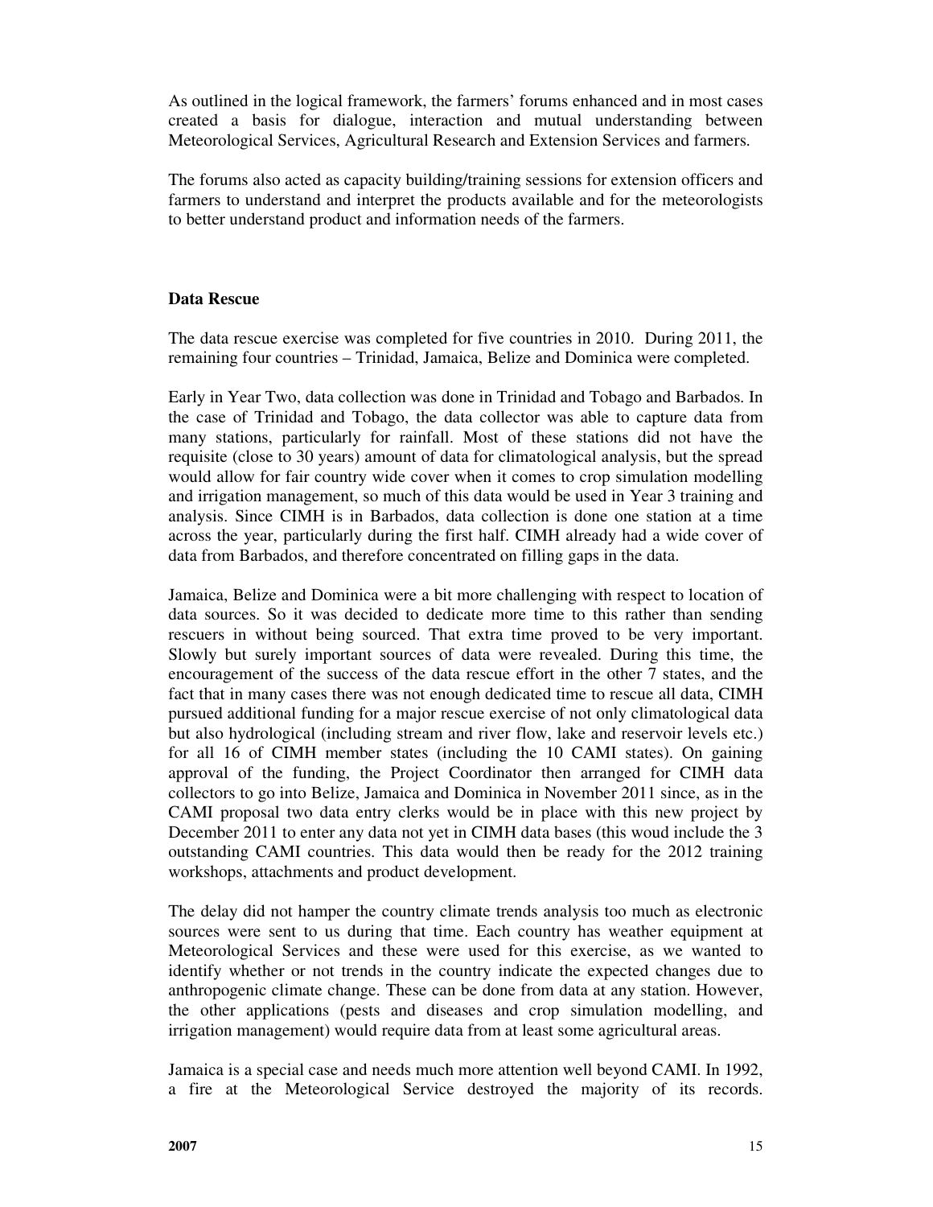As outlined in the logical framework, the farmers' forums enhanced and in most cases created a basis for dialogue, interaction and mutual understanding between Meteorological Services, Agricultural Research and Extension Services and farmers.

The forums also acted as capacity building/training sessions for extension officers and farmers to understand and interpret the products available and for the meteorologists to better understand product and information needs of the farmers.

**Data Rescue**

The data rescue exercise was completed for five countries in 2010. During 2011, the remaining four countries – Trinidad, Jamaica, Belize and Dominica were completed.

Early in Year Two, data collection was done in Trinidad and Tobago and Barbados. In the case of Trinidad and Tobago, the data collector was able to capture data from many stations, particularly for rainfall. Most of these stations did not have the requisite (close to 30 years) amount of data for climatological analysis, but the spread would allow for fair country wide cover when it comes to crop simulation modelling and irrigation management, so much of this data would be used in Year 3 training and analysis. Since CIMH is in Barbados, data collection is done one station at a time across the year, particularly during the first half. CIMH already had a wide cover of data from Barbados, and therefore concentrated on filling gaps in the data.

Jamaica, Belize and Dominica were a bit more challenging with respect to location of data sources. So it was decided to dedicate more time to this rather than sending rescuers in without being sourced. That extra time proved to be very important. Slowly but surely important sources of data were revealed. During this time, the encouragement of the success of the data rescue effort in the other 7 states, and the fact that in many cases there was not enough dedicated time to rescue all data, CIMH pursued additional funding for a major rescue exercise of not only climatological data but also hydrological (including stream and river flow, lake and reservoir levels etc.) for all 16 of CIMH member states (including the 10 CAMI states). On gaining approval of the funding, the Project Coordinator then arranged for CIMH data collectors to go into Belize, Jamaica and Dominica in November 2011 since, as in the CAMI proposal two data entry clerks would be in place with this new project by December 2011 to enter any data not yet in CIMH data bases (this woud include the 3 outstanding CAMI countries. This data would then be ready for the 2012 training workshops, attachments and product development.

The delay did not hamper the country climate trends analysis too much as electronic sources were sent to us during that time. Each country has weather equipment at Meteorological Services and these were used for this exercise, as we wanted to identify whether or not trends in the country indicate the expected changes due to anthropogenic climate change. These can be done from data at any station. However, the other applications (pests and diseases and crop simulation modelling, and irrigation management) would require data from at least some agricultural areas.

Jamaica is a special case and needs much more attention well beyond CAMI. In 1992, a fire at the Meteorological Service destroyed the majority of its records.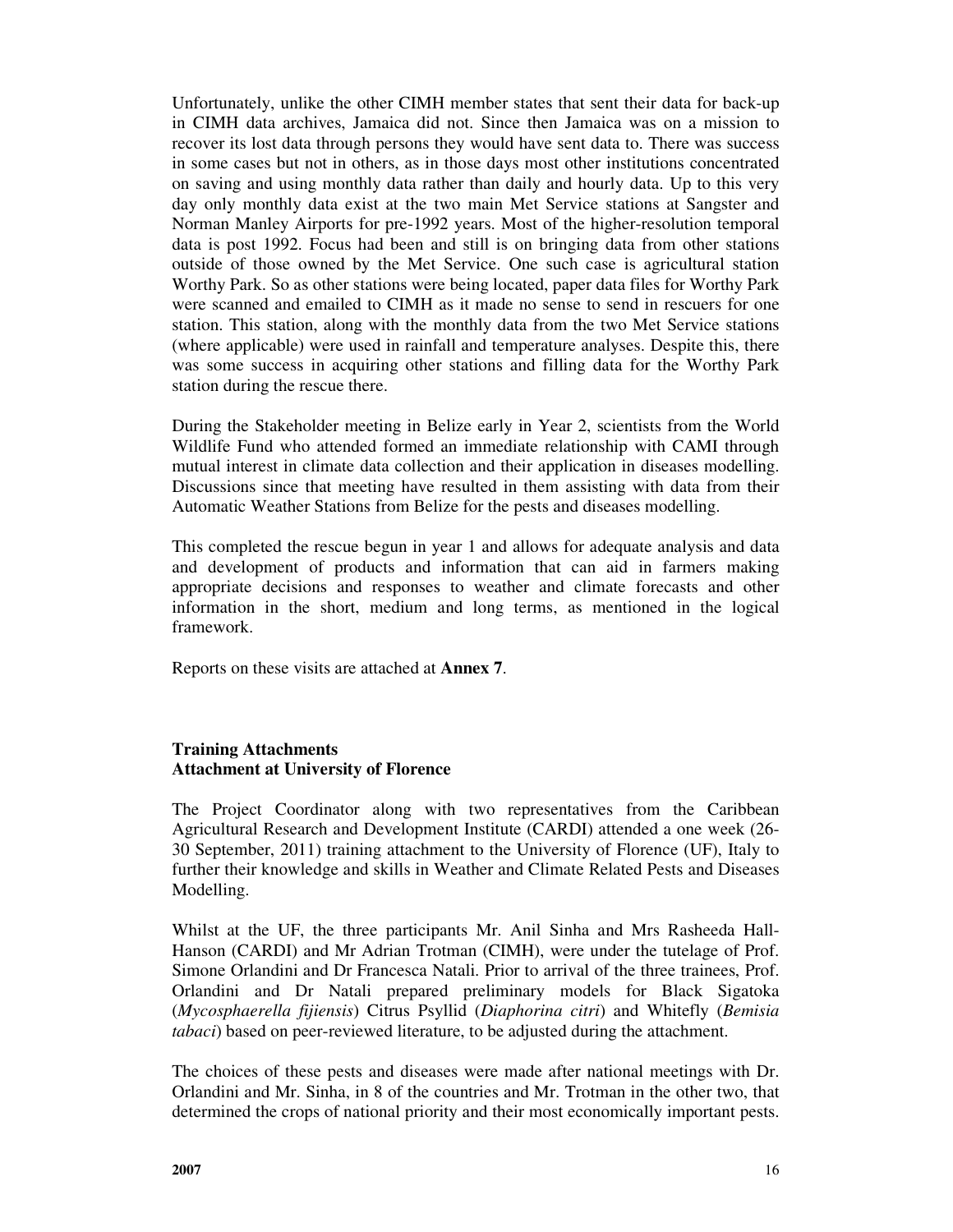Unfortunately, unlike the other CIMH member states that sent their data for back-up in CIMH data archives, Jamaica did not. Since then Jamaica was on a mission to recover its lost data through persons they would have sent data to. There was success in some cases but not in others, as in those days most other institutions concentrated on saving and using monthly data rather than daily and hourly data. Up to this very day only monthly data exist at the two main Met Service stations at Sangster and Norman Manley Airports for pre-1992 years. Most of the higher-resolution temporal data is post 1992. Focus had been and still is on bringing data from other stations outside of those owned by the Met Service. One such case is agricultural station Worthy Park. So as other stations were being located, paper data files for Worthy Park were scanned and emailed to CIMH as it made no sense to send in rescuers for one station. This station, along with the monthly data from the two Met Service stations (where applicable) were used in rainfall and temperature analyses. Despite this, there was some success in acquiring other stations and filling data for the Worthy Park station during the rescue there.

During the Stakeholder meeting in Belize early in Year 2, scientists from the World Wildlife Fund who attended formed an immediate relationship with CAMI through mutual interest in climate data collection and their application in diseases modelling. Discussions since that meeting have resulted in them assisting with data from their Automatic Weather Stations from Belize for the pests and diseases modelling.

This completed the rescue begun in year 1 and allows for adequate analysis and data and development of products and information that can aid in farmers making appropriate decisions and responses to weather and climate forecasts and other information in the short, medium and long terms, as mentioned in the logical framework.

Reports on these visits are attached at **Annex 7**.

**Training Attachments**
**Attachment at University of Florence**

The Project Coordinator along with two representatives from the Caribbean Agricultural Research and Development Institute (CARDI) attended a one week (26-30 September, 2011) training attachment to the University of Florence (UF), Italy to further their knowledge and skills in Weather and Climate Related Pests and Diseases Modelling.

Whilst at the UF, the three participants Mr. Anil Sinha and Mrs Rasheeda Hall-Hanson (CARDI) and Mr Adrian Trotman (CIMH), were under the tutelage of Prof. Simone Orlandini and Dr Francesca Natali. Prior to arrival of the three trainees, Prof. Orlandini and Dr Natali prepared preliminary models for Black Sigatoka (*Mycosphaerella fijiensis*) Citrus Psyllid (*Diaphorina citri*) and Whitefly (*Bemisia tabaci*) based on peer-reviewed literature, to be adjusted during the attachment.

The choices of these pests and diseases were made after national meetings with Dr. Orlandini and Mr. Sinha, in 8 of the countries and Mr. Trotman in the other two, that determined the crops of national priority and their most economically important pests.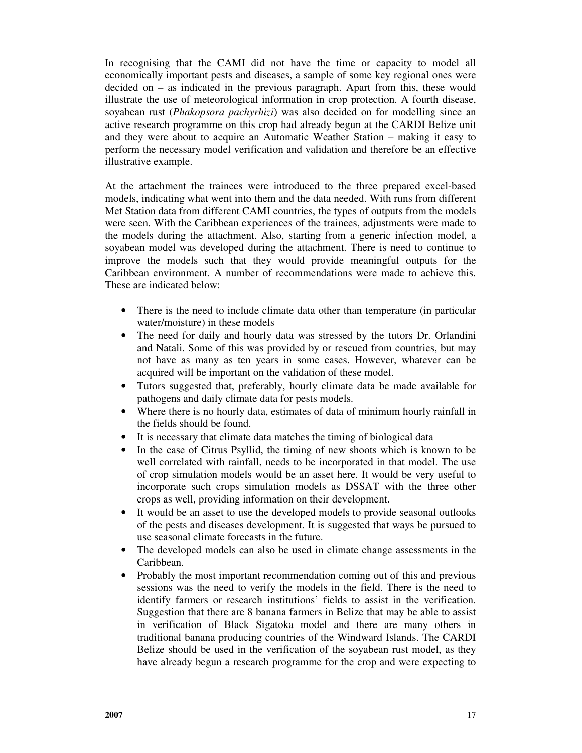In recognising that the CAMI did not have the time or capacity to model all economically important pests and diseases, a sample of some key regional ones were decided on – as indicated in the previous paragraph. Apart from this, these would illustrate the use of meteorological information in crop protection. A fourth disease, soyabean rust (*Phakopsora pachyrhizi*) was also decided on for modelling since an active research programme on this crop had already begun at the CARDI Belize unit and they were about to acquire an Automatic Weather Station – making it easy to perform the necessary model verification and validation and therefore be an effective illustrative example.

At the attachment the trainees were introduced to the three prepared excel-based models, indicating what went into them and the data needed. With runs from different Met Station data from different CAMI countries, the types of outputs from the models were seen. With the Caribbean experiences of the trainees, adjustments were made to the models during the attachment. Also, starting from a generic infection model, a soyabean model was developed during the attachment. There is need to continue to improve the models such that they would provide meaningful outputs for the Caribbean environment. A number of recommendations were made to achieve this. These are indicated below:

- There is the need to include climate data other than temperature (in particular water/moisture) in these models
- The need for daily and hourly data was stressed by the tutors Dr. Orlandini and Natali. Some of this was provided by or rescued from countries, but may not have as many as ten years in some cases. However, whatever can be acquired will be important on the validation of these model.
- Tutors suggested that, preferably, hourly climate data be made available for pathogens and daily climate data for pests models.
- Where there is no hourly data, estimates of data of minimum hourly rainfall in the fields should be found.
- It is necessary that climate data matches the timing of biological data
- In the case of Citrus Psyllid, the timing of new shoots which is known to be well correlated with rainfall, needs to be incorporated in that model. The use of crop simulation models would be an asset here. It would be very useful to incorporate such crops simulation models as DSSAT with the three other crops as well, providing information on their development.
- It would be an asset to use the developed models to provide seasonal outlooks of the pests and diseases development. It is suggested that ways be pursued to use seasonal climate forecasts in the future.
- The developed models can also be used in climate change assessments in the Caribbean.
- Probably the most important recommendation coming out of this and previous sessions was the need to verify the models in the field. There is the need to identify farmers or research institutions' fields to assist in the verification. Suggestion that there are 8 banana farmers in Belize that may be able to assist in verification of Black Sigatoka model and there are many others in traditional banana producing countries of the Windward Islands. The CARDI Belize should be used in the verification of the soyabean rust model, as they have already begun a research programme for the crop and were expecting to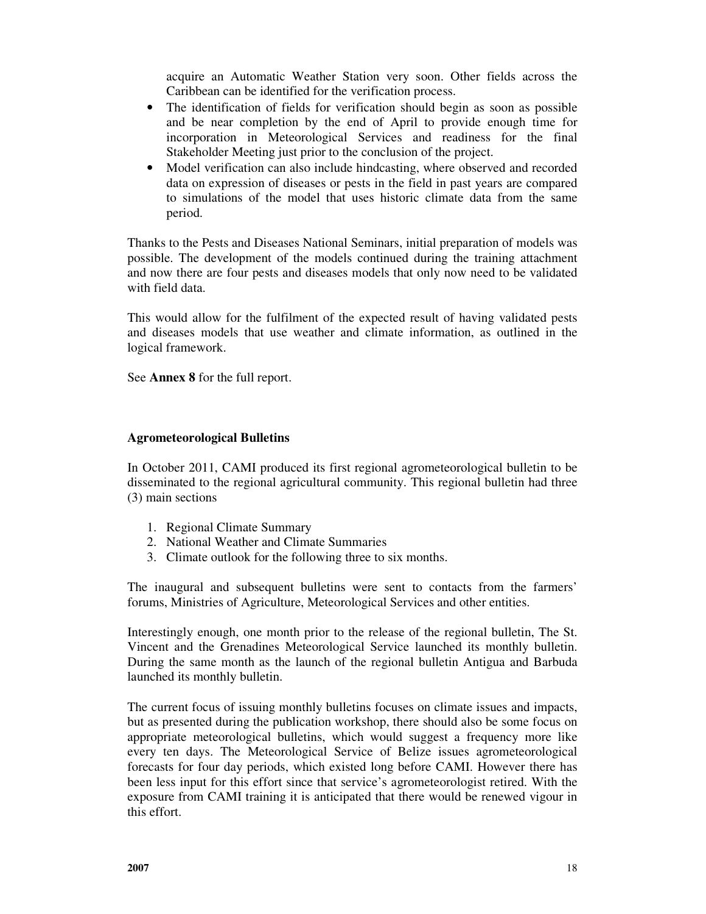acquire an Automatic Weather Station very soon. Other fields across the Caribbean can be identified for the verification process.

- The identification of fields for verification should begin as soon as possible and be near completion by the end of April to provide enough time for incorporation in Meteorological Services and readiness for the final Stakeholder Meeting just prior to the conclusion of the project.
- Model verification can also include hindcasting, where observed and recorded data on expression of diseases or pests in the field in past years are compared to simulations of the model that uses historic climate data from the same period.

Thanks to the Pests and Diseases National Seminars, initial preparation of models was possible. The development of the models continued during the training attachment and now there are four pests and diseases models that only now need to be validated with field data.

This would allow for the fulfilment of the expected result of having validated pests and diseases models that use weather and climate information, as outlined in the logical framework.

See **Annex 8** for the full report.

**Agrometeorological Bulletins**

In October 2011, CAMI produced its first regional agrometeorological bulletin to be disseminated to the regional agricultural community. This regional bulletin had three (3) main sections

1. Regional Climate Summary
2. National Weather and Climate Summaries
3. Climate outlook for the following three to six months.

The inaugural and subsequent bulletins were sent to contacts from the farmers' forums, Ministries of Agriculture, Meteorological Services and other entities.

Interestingly enough, one month prior to the release of the regional bulletin, The St. Vincent and the Grenadines Meteorological Service launched its monthly bulletin. During the same month as the launch of the regional bulletin Antigua and Barbuda launched its monthly bulletin.

The current focus of issuing monthly bulletins focuses on climate issues and impacts, but as presented during the publication workshop, there should also be some focus on appropriate meteorological bulletins, which would suggest a frequency more like every ten days. The Meteorological Service of Belize issues agrometeorological forecasts for four day periods, which existed long before CAMI. However there has been less input for this effort since that service's agrometeorologist retired. With the exposure from CAMI training it is anticipated that there would be renewed vigour in this effort.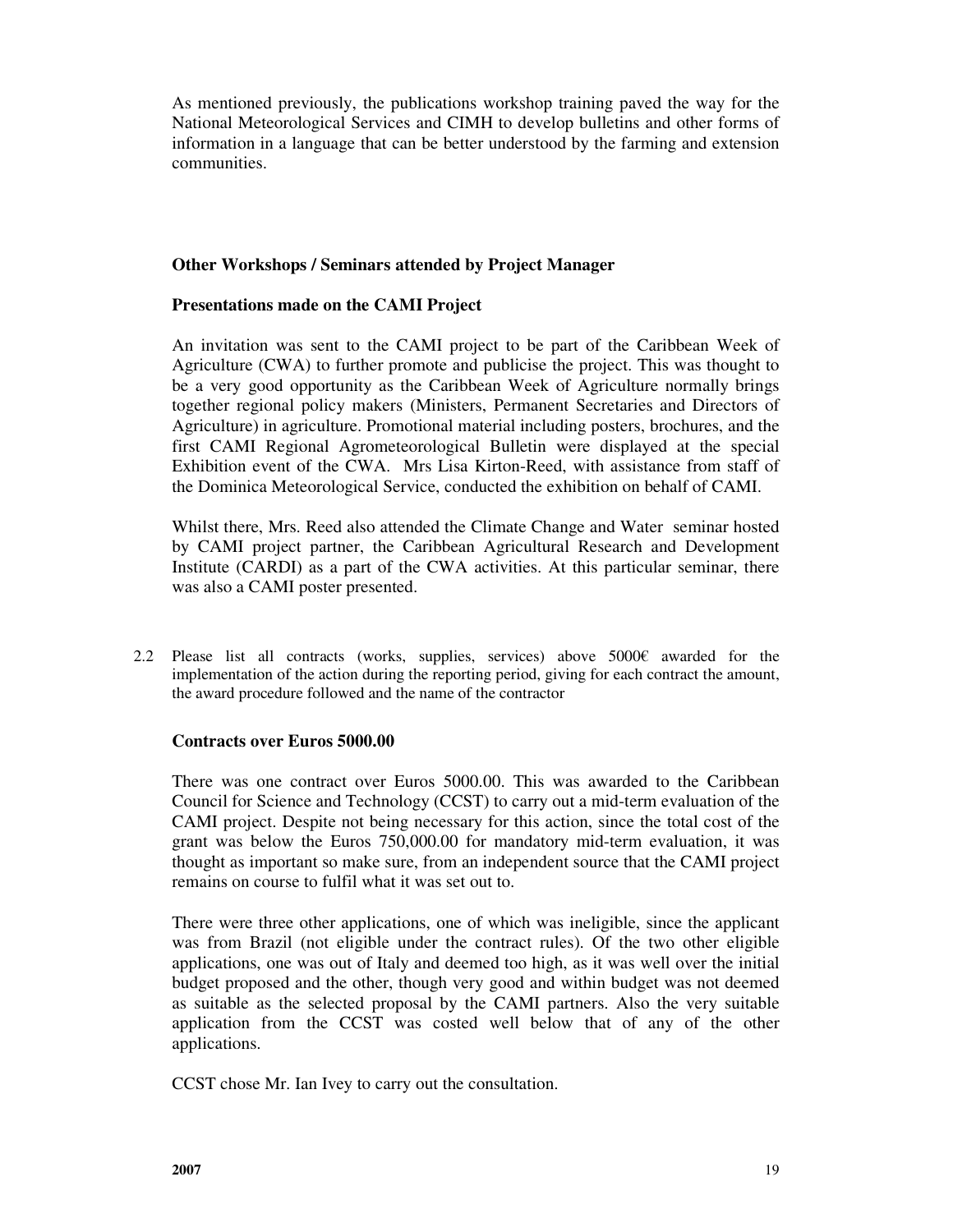As mentioned previously, the publications workshop training paved the way for the National Meteorological Services and CIMH to develop bulletins and other forms of information in a language that can be better understood by the farming and extension communities.

**Other Workshops / Seminars attended by Project Manager**

**Presentations made on the CAMI Project**

An invitation was sent to the CAMI project to be part of the Caribbean Week of Agriculture (CWA) to further promote and publicise the project. This was thought to be a very good opportunity as the Caribbean Week of Agriculture normally brings together regional policy makers (Ministers, Permanent Secretaries and Directors of Agriculture) in agriculture. Promotional material including posters, brochures, and the first CAMI Regional Agrometeorological Bulletin were displayed at the special Exhibition event of the CWA. Mrs Lisa Kirton-Reed, with assistance from staff of the Dominica Meteorological Service, conducted the exhibition on behalf of CAMI.

Whilst there, Mrs. Reed also attended the Climate Change and Water seminar hosted by CAMI project partner, the Caribbean Agricultural Research and Development Institute (CARDI) as a part of the CWA activities. At this particular seminar, there was also a CAMI poster presented.

2.2 Please list all contracts (works, supplies, services) above 5000€ awarded for the implementation of the action during the reporting period, giving for each contract the amount, the award procedure followed and the name of the contractor

**Contracts over Euros 5000.00**

There was one contract over Euros 5000.00. This was awarded to the Caribbean Council for Science and Technology (CCST) to carry out a mid-term evaluation of the CAMI project. Despite not being necessary for this action, since the total cost of the grant was below the Euros 750,000.00 for mandatory mid-term evaluation, it was thought as important so make sure, from an independent source that the CAMI project remains on course to fulfil what it was set out to.

There were three other applications, one of which was ineligible, since the applicant was from Brazil (not eligible under the contract rules). Of the two other eligible applications, one was out of Italy and deemed too high, as it was well over the initial budget proposed and the other, though very good and within budget was not deemed as suitable as the selected proposal by the CAMI partners. Also the very suitable application from the CCST was costed well below that of any of the other applications.

CCST chose Mr. Ian Ivey to carry out the consultation.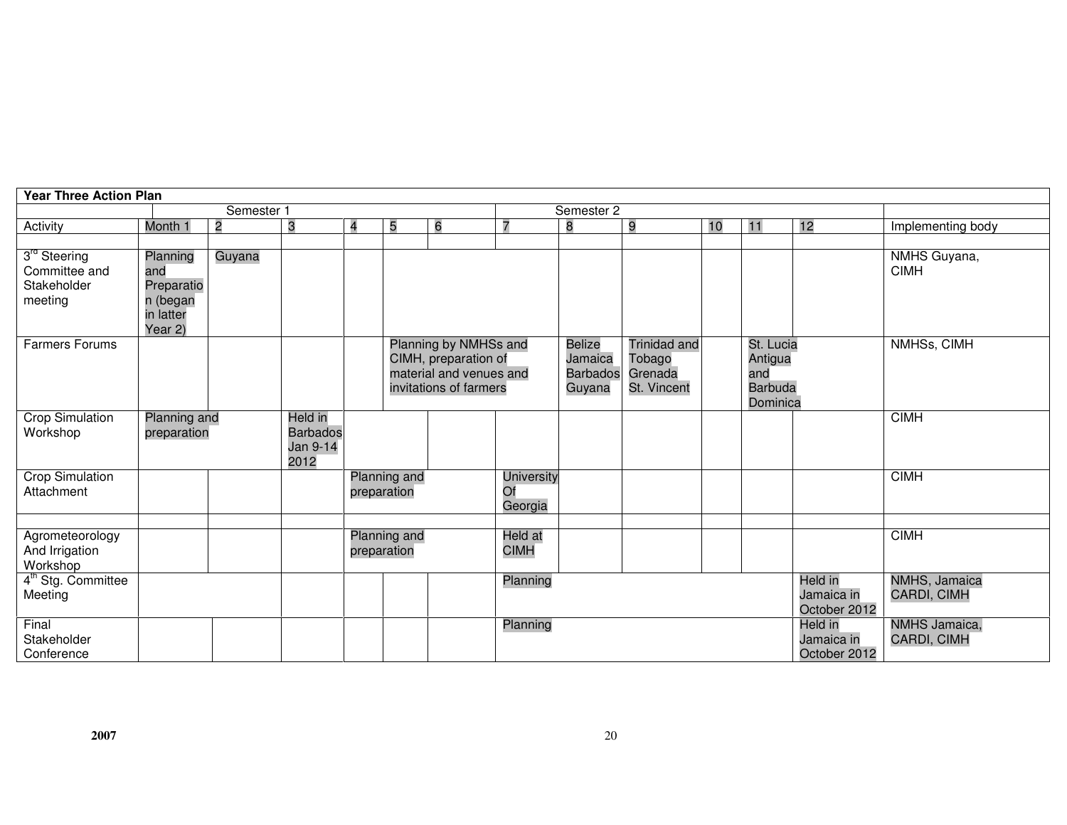| Year Three Action Plan | | | | | | | | | | | | | |
|---|---|---|---|---|---|---|---|---|---|---|---|---|---|
| | Semester 1 | | | | | | Semester 2 | | | | | | |
| Activity | Month 1 | 2 | 3 | 4 | 5 | 6 | 7 | 8 | 9 | 10 | 11 | 12 | Implementing body |
| | | | | | | | | | | | | | |
| 3rd Steering Committee and Stakeholder meeting | Planning and Preparation (began in latter Year 2) | Guyana | | | | | | | | | | | NMHS Guyana, CIMH |
| Farmers Forums | | | | | Planning by NMHSs and CIMH, preparation of material and venues and invitations of farmers | | | Belize Jamaica Barbados Guyana | Trinidad and Tobago Grenada St. Vincent | | St. Lucia Antigua and Barbuda Dominica | | NMHSs, CIMH |
| Crop Simulation Workshop | Planning and preparation | | Held in Barbados Jan 9-14 2012 | | | | | | | | | | CIMH |
| Crop Simulation Attachment | | | | Planning and preparation | | | University Of Georgia | | | | | | CIMH |
| | | | | | | | | | | | | | |
| Agrometeorology And Irrigation Workshop | | | | Planning and preparation | | | Held at CIMH | | | | | | CIMH |
| 4th Stg. Committee Meeting | | | | | | | Planning | | | | | Held in Jamaica in October 2012 | NMHS, Jamaica CARDI, CIMH |
| Final Stakeholder Conference | | | | | | | Planning | | | | | Held in Jamaica in October 2012 | NMHS Jamaica, CARDI, CIMH |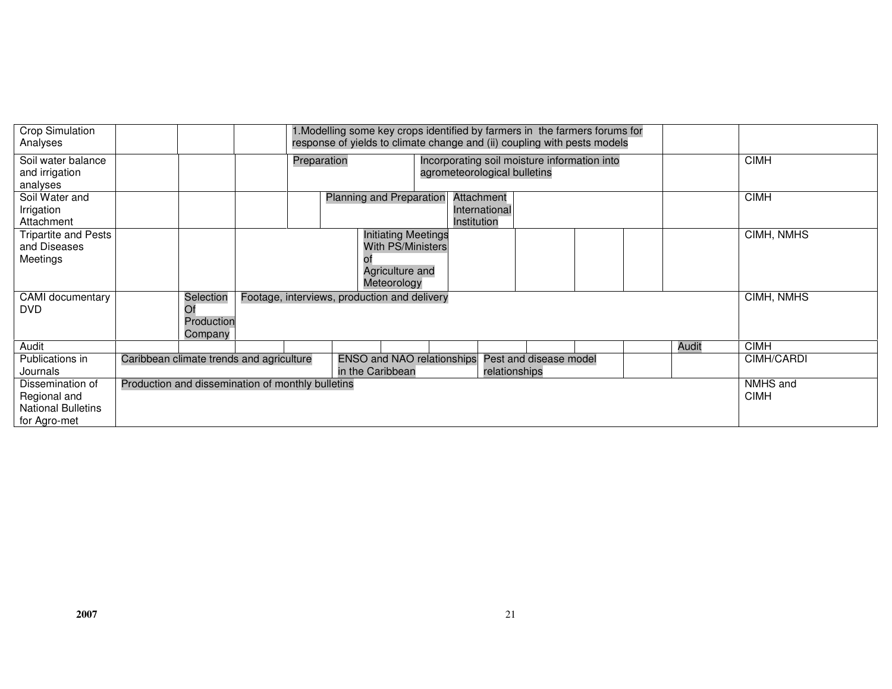| | | | | | | | | | | | | | |
|---|---|---|---|---|---|---|---|---|---|---|---|---|---|
| Crop Simulation Analyses | | | | 1.Modelling some key crops identified by farmers in the farmers forums for response of yields to climate change and (ii) coupling with pests models | | | | | | | | | |
| Soil water balance and irrigation analyses | | | | Preparation | | Incorporating soil moisture information into agrometeorological bulletins | | | | | | | CIMH |
| Soil Water and Irrigation Attachment | | | | | Planning and Preparation | Attachment International Institution | | | | | | | CIMH |
| Tripartite and Pests and Diseases Meetings | | | | | Initiating Meetings With PS/Ministers of Agriculture and Meteorology | | | | | | | | CIMH, NMHS |
| CAMI documentary DVD | | Selection Of Production Company | Footage, interviews, production and delivery | | | | | | | | | | CIMH, NMHS |
| Audit | | | | | | | | | | | | Audit | CIMH |
| Publications in Journals | Caribbean climate trends and agriculture | | | | ENSO and NAO relationships in the Caribbean | | Pest and disease model relationships | | | | | | CIMH/CARDI |
| Dissemination of Regional and National Bulletins for Agro-met | Production and dissemination of monthly bulletins | | | | | | | | | | | | NMHS and CIMH |

2007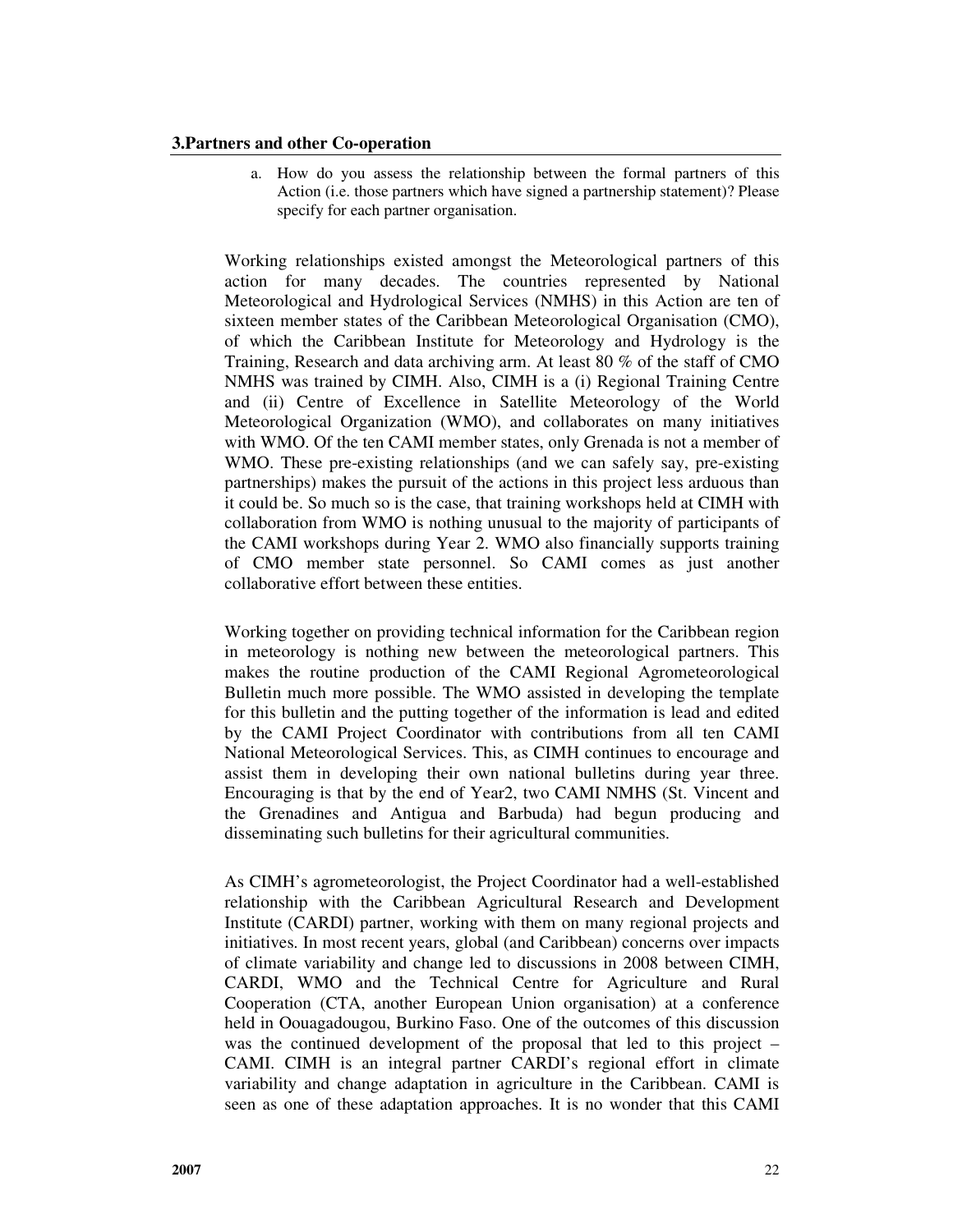## 3.Partners and other Co-operation

a. How do you assess the relationship between the formal partners of this Action (i.e. those partners which have signed a partnership statement)? Please specify for each partner organisation.

Working relationships existed amongst the Meteorological partners of this action for many decades. The countries represented by National Meteorological and Hydrological Services (NMHS) in this Action are ten of sixteen member states of the Caribbean Meteorological Organisation (CMO), of which the Caribbean Institute for Meteorology and Hydrology is the Training, Research and data archiving arm. At least 80 % of the staff of CMO NMHS was trained by CIMH. Also, CIMH is a (i) Regional Training Centre and (ii) Centre of Excellence in Satellite Meteorology of the World Meteorological Organization (WMO), and collaborates on many initiatives with WMO. Of the ten CAMI member states, only Grenada is not a member of WMO. These pre-existing relationships (and we can safely say, pre-existing partnerships) makes the pursuit of the actions in this project less arduous than it could be. So much so is the case, that training workshops held at CIMH with collaboration from WMO is nothing unusual to the majority of participants of the CAMI workshops during Year 2. WMO also financially supports training of CMO member state personnel. So CAMI comes as just another collaborative effort between these entities.

Working together on providing technical information for the Caribbean region in meteorology is nothing new between the meteorological partners. This makes the routine production of the CAMI Regional Agrometeorological Bulletin much more possible. The WMO assisted in developing the template for this bulletin and the putting together of the information is lead and edited by the CAMI Project Coordinator with contributions from all ten CAMI National Meteorological Services. This, as CIMH continues to encourage and assist them in developing their own national bulletins during year three. Encouraging is that by the end of Year2, two CAMI NMHS (St. Vincent and the Grenadines and Antigua and Barbuda) had begun producing and disseminating such bulletins for their agricultural communities.

As CIMH's agrometeorologist, the Project Coordinator had a well-established relationship with the Caribbean Agricultural Research and Development Institute (CARDI) partner, working with them on many regional projects and initiatives. In most recent years, global (and Caribbean) concerns over impacts of climate variability and change led to discussions in 2008 between CIMH, CARDI, WMO and the Technical Centre for Agriculture and Rural Cooperation (CTA, another European Union organisation) at a conference held in Oouagadougou, Burkino Faso. One of the outcomes of this discussion was the continued development of the proposal that led to this project – CAMI. CIMH is an integral partner CARDI's regional effort in climate variability and change adaptation in agriculture in the Caribbean. CAMI is seen as one of these adaptation approaches. It is no wonder that this CAMI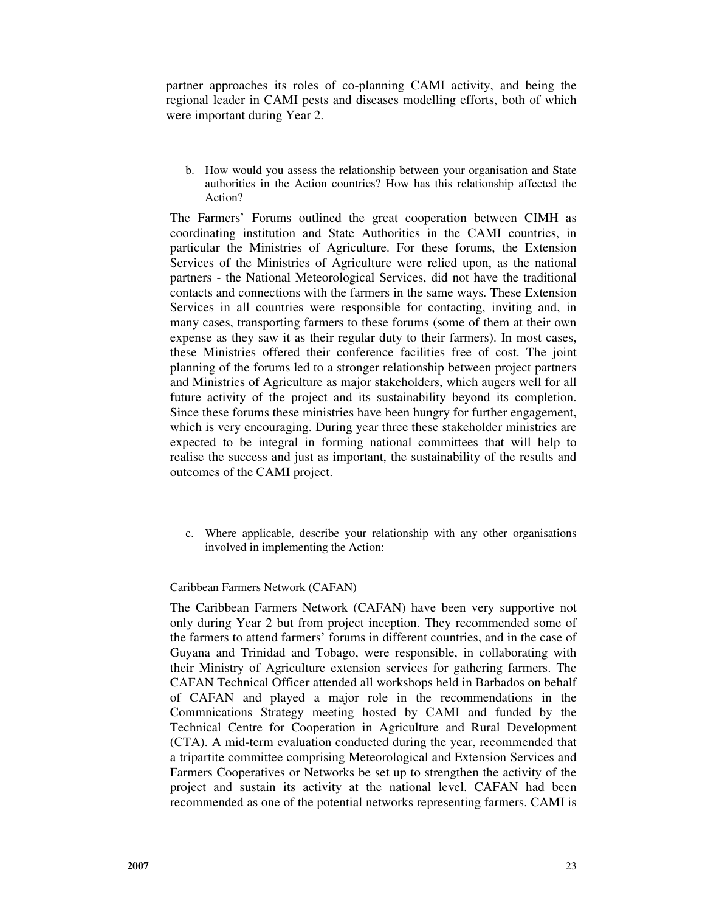partner approaches its roles of co-planning CAMI activity, and being the regional leader in CAMI pests and diseases modelling efforts, both of which were important during Year 2.

b. How would you assess the relationship between your organisation and State authorities in the Action countries? How has this relationship affected the Action?

The Farmers' Forums outlined the great cooperation between CIMH as coordinating institution and State Authorities in the CAMI countries, in particular the Ministries of Agriculture. For these forums, the Extension Services of the Ministries of Agriculture were relied upon, as the national partners - the National Meteorological Services, did not have the traditional contacts and connections with the farmers in the same ways. These Extension Services in all countries were responsible for contacting, inviting and, in many cases, transporting farmers to these forums (some of them at their own expense as they saw it as their regular duty to their farmers). In most cases, these Ministries offered their conference facilities free of cost. The joint planning of the forums led to a stronger relationship between project partners and Ministries of Agriculture as major stakeholders, which augers well for all future activity of the project and its sustainability beyond its completion. Since these forums these ministries have been hungry for further engagement, which is very encouraging. During year three these stakeholder ministries are expected to be integral in forming national committees that will help to realise the success and just as important, the sustainability of the results and outcomes of the CAMI project.

c. Where applicable, describe your relationship with any other organisations involved in implementing the Action:

Caribbean Farmers Network (CAFAN)

The Caribbean Farmers Network (CAFAN) have been very supportive not only during Year 2 but from project inception. They recommended some of the farmers to attend farmers' forums in different countries, and in the case of Guyana and Trinidad and Tobago, were responsible, in collaborating with their Ministry of Agriculture extension services for gathering farmers. The CAFAN Technical Officer attended all workshops held in Barbados on behalf of CAFAN and played a major role in the recommendations in the Commnications Strategy meeting hosted by CAMI and funded by the Technical Centre for Cooperation in Agriculture and Rural Development (CTA). A mid-term evaluation conducted during the year, recommended that a tripartite committee comprising Meteorological and Extension Services and Farmers Cooperatives or Networks be set up to strengthen the activity of the project and sustain its activity at the national level. CAFAN had been recommended as one of the potential networks representing farmers. CAMI is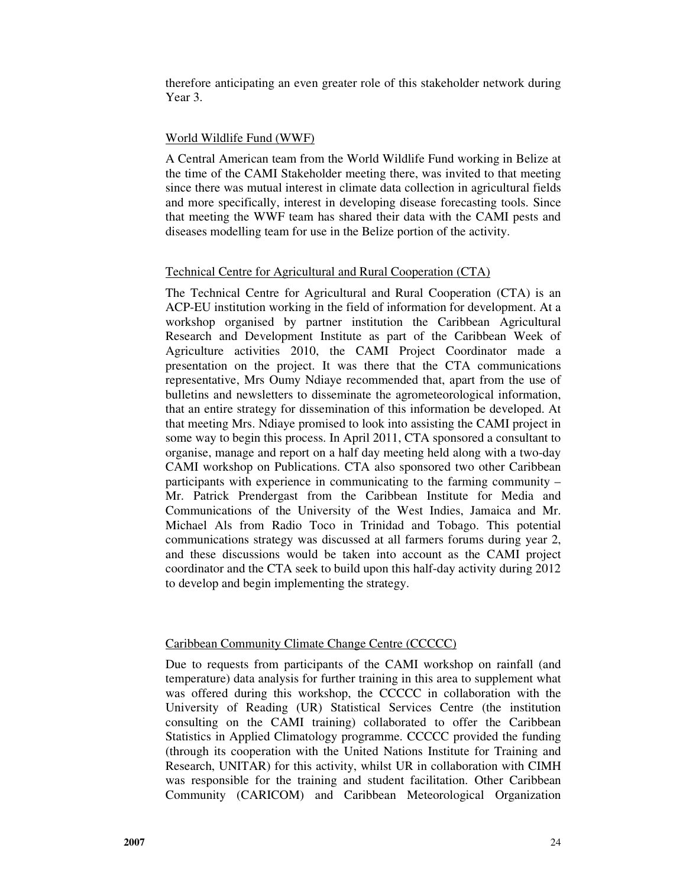therefore anticipating an even greater role of this stakeholder network during Year 3.

### World Wildlife Fund (WWF)

A Central American team from the World Wildlife Fund working in Belize at the time of the CAMI Stakeholder meeting there, was invited to that meeting since there was mutual interest in climate data collection in agricultural fields and more specifically, interest in developing disease forecasting tools. Since that meeting the WWF team has shared their data with the CAMI pests and diseases modelling team for use in the Belize portion of the activity.

### Technical Centre for Agricultural and Rural Cooperation (CTA)

The Technical Centre for Agricultural and Rural Cooperation (CTA) is an ACP-EU institution working in the field of information for development. At a workshop organised by partner institution the Caribbean Agricultural Research and Development Institute as part of the Caribbean Week of Agriculture activities 2010, the CAMI Project Coordinator made a presentation on the project. It was there that the CTA communications representative, Mrs Oumy Ndiaye recommended that, apart from the use of bulletins and newsletters to disseminate the agrometeorological information, that an entire strategy for dissemination of this information be developed. At that meeting Mrs. Ndiaye promised to look into assisting the CAMI project in some way to begin this process. In April 2011, CTA sponsored a consultant to organise, manage and report on a half day meeting held along with a two-day CAMI workshop on Publications. CTA also sponsored two other Caribbean participants with experience in communicating to the farming community – Mr. Patrick Prendergast from the Caribbean Institute for Media and Communications of the University of the West Indies, Jamaica and Mr. Michael Als from Radio Toco in Trinidad and Tobago. This potential communications strategy was discussed at all farmers forums during year 2, and these discussions would be taken into account as the CAMI project coordinator and the CTA seek to build upon this half-day activity during 2012 to develop and begin implementing the strategy.

### Caribbean Community Climate Change Centre (CCCCC)

Due to requests from participants of the CAMI workshop on rainfall (and temperature) data analysis for further training in this area to supplement what was offered during this workshop, the CCCCC in collaboration with the University of Reading (UR) Statistical Services Centre (the institution consulting on the CAMI training) collaborated to offer the Caribbean Statistics in Applied Climatology programme. CCCCC provided the funding (through its cooperation with the United Nations Institute for Training and Research, UNITAR) for this activity, whilst UR in collaboration with CIMH was responsible for the training and student facilitation. Other Caribbean Community (CARICOM) and Caribbean Meteorological Organization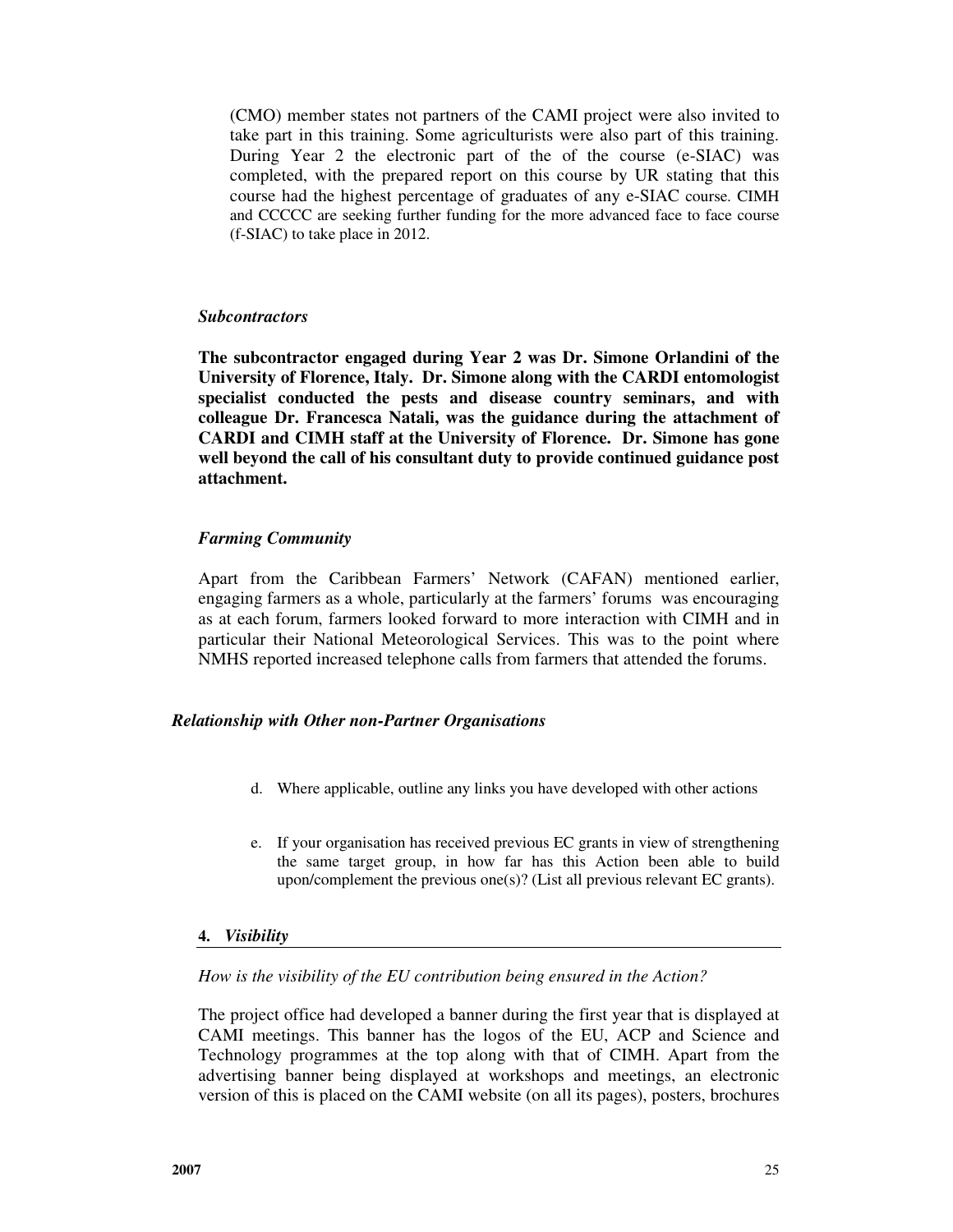(CMO) member states not partners of the CAMI project were also invited to take part in this training. Some agriculturists were also part of this training. During Year 2 the electronic part of the of the course (e-SIAC) was completed, with the prepared report on this course by UR stating that this course had the highest percentage of graduates of any e-SIAC course. CIMH and CCCCC are seeking further funding for the more advanced face to face course (f-SIAC) to take place in 2012.

***Subcontractors***

**The subcontractor engaged during Year 2 was Dr. Simone Orlandini of the University of Florence, Italy. Dr. Simone along with the CARDI entomologist specialist conducted the pests and disease country seminars, and with colleague Dr. Francesca Natali, was the guidance during the attachment of CARDI and CIMH staff at the University of Florence. Dr. Simone has gone well beyond the call of his consultant duty to provide continued guidance post attachment.**

***Farming Community***

Apart from the Caribbean Farmers' Network (CAFAN) mentioned earlier, engaging farmers as a whole, particularly at the farmers' forums was encouraging as at each forum, farmers looked forward to more interaction with CIMH and in particular their National Meteorological Services. This was to the point where NMHS reported increased telephone calls from farmers that attended the forums.

***Relationship with Other non-Partner Organisations***

d. Where applicable, outline any links you have developed with other actions

e. If your organisation has received previous EC grants in view of strengthening the same target group, in how far has this Action been able to build upon/complement the previous one(s)? (List all previous relevant EC grants).

## 4. *Visibility*

*How is the visibility of the EU contribution being ensured in the Action?*

The project office had developed a banner during the first year that is displayed at CAMI meetings. This banner has the logos of the EU, ACP and Science and Technology programmes at the top along with that of CIMH. Apart from the advertising banner being displayed at workshops and meetings, an electronic version of this is placed on the CAMI website (on all its pages), posters, brochures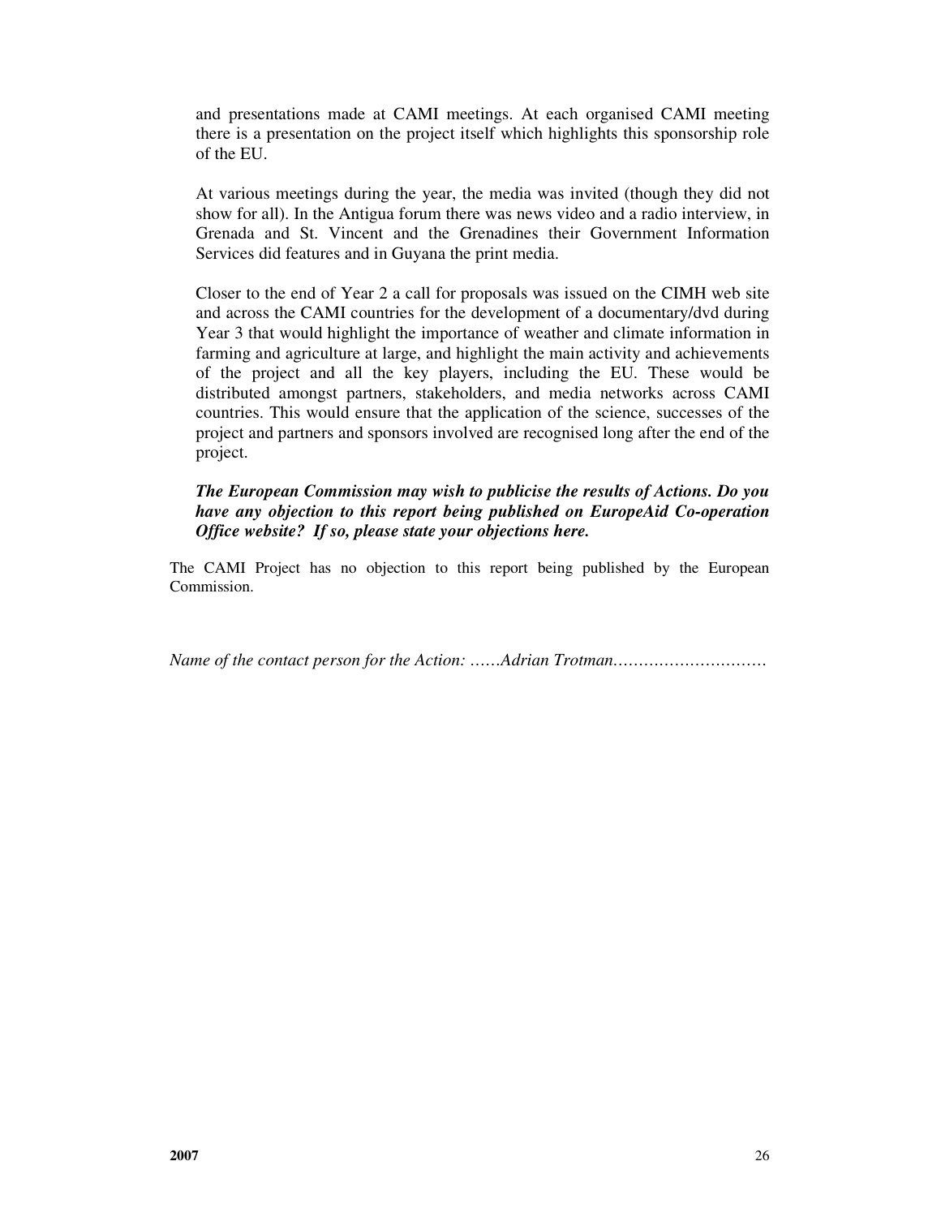and presentations made at CAMI meetings. At each organised CAMI meeting there is a presentation on the project itself which highlights this sponsorship role of the EU.

At various meetings during the year, the media was invited (though they did not show for all). In the Antigua forum there was news video and a radio interview, in Grenada and St. Vincent and the Grenadines their Government Information Services did features and in Guyana the print media.

Closer to the end of Year 2 a call for proposals was issued on the CIMH web site and across the CAMI countries for the development of a documentary/dvd during Year 3 that would highlight the importance of weather and climate information in farming and agriculture at large, and highlight the main activity and achievements of the project and all the key players, including the EU. These would be distributed amongst partners, stakeholders, and media networks across CAMI countries. This would ensure that the application of the science, successes of the project and partners and sponsors involved are recognised long after the end of the project.

***The European Commission may wish to publicise the results of Actions. Do you have any objection to this report being published on EuropeAid Co-operation Office website? If so, please state your objections here.***

The CAMI Project has no objection to this report being published by the European Commission.

*Name of the contact person for the Action: ……Adrian Trotman…………………………*